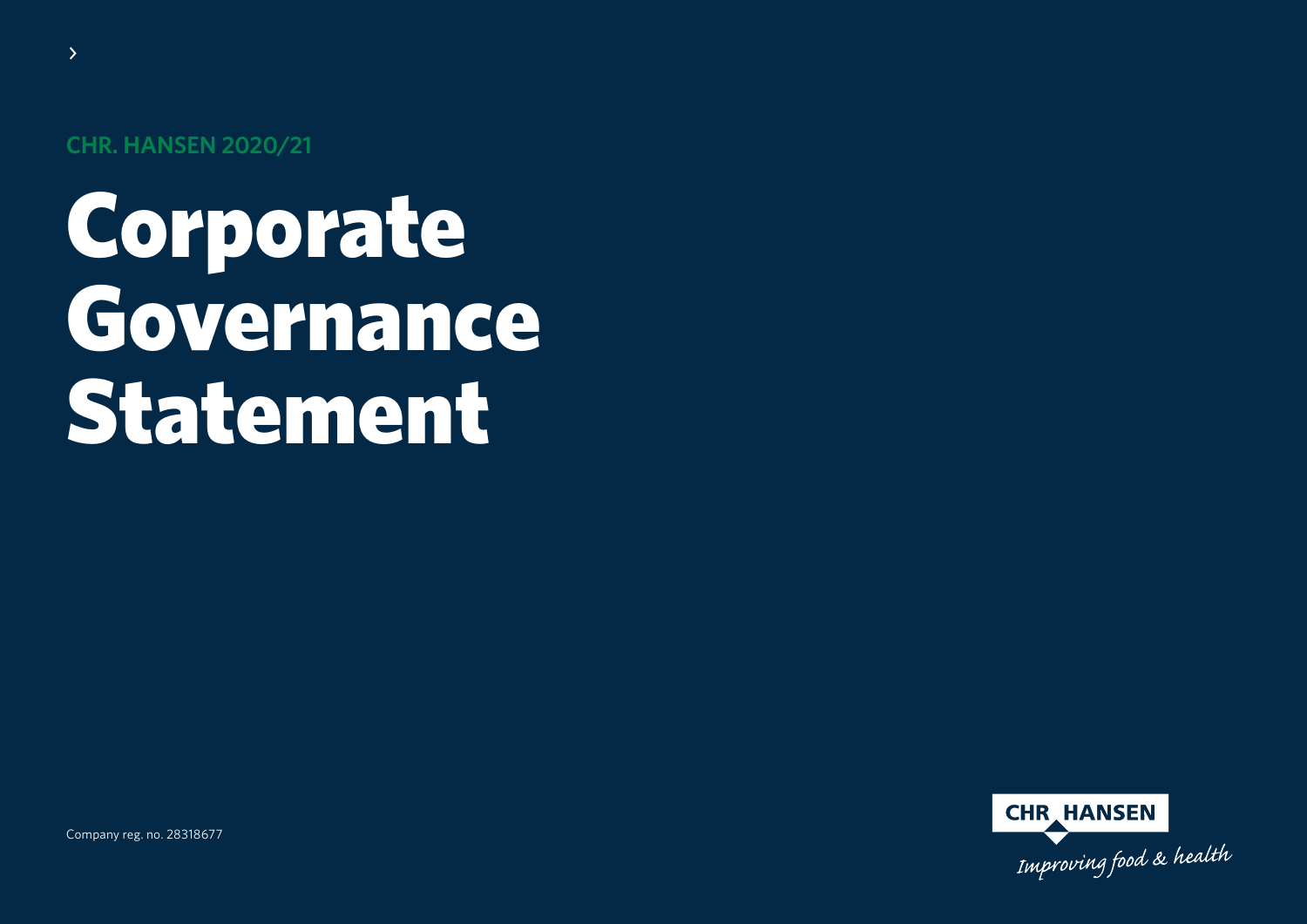CHR. HANSEN 2020/21

# Corporate Governance Statement

Company reg. no. 28318677

CHR HANSEN

*Improving food & health*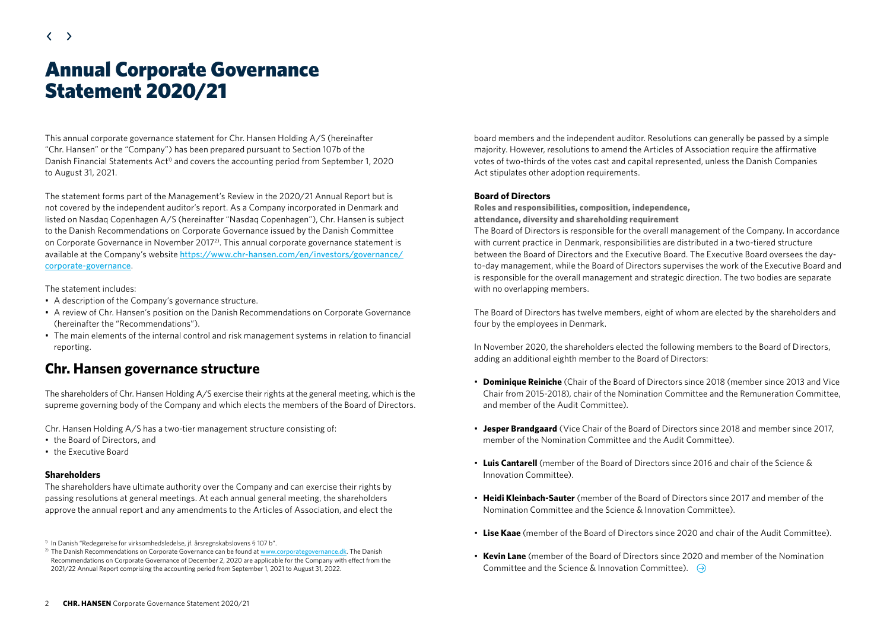# Annual Corporate Governance Statement 2020/21

This annual corporate governance statement for Chr. Hansen Holding A/S (hereinafter "Chr. Hansen" or the "Company") has been prepared pursuant to Section 107b of the Danish Financial Statements Act[1] and covers the accounting period from September 1, 2020 to August 31, 2021.

The statement forms part of the Management's Review in the 2020/21 Annual Report but is not covered by the independent auditor's report. As a Company incorporated in Denmark and listed on Nasdaq Copenhagen A/S (hereinafter "Nasdaq Copenhagen"), Chr. Hansen is subject to the Danish Recommendations on Corporate Governance issued by the Danish Committee on Corporate Governance in November 2017[2]. This annual corporate governance statement is available at the Company's website https://www.chr-hansen.com/en/investors/governance/corporate-governance.

The statement includes:

- A description of the Company's governance structure.
- A review of Chr. Hansen's position on the Danish Recommendations on Corporate Governance (hereinafter the "Recommendations").
- The main elements of the internal control and risk management systems in relation to financial reporting.

## Chr. Hansen governance structure

The shareholders of Chr. Hansen Holding A/S exercise their rights at the general meeting, which is the supreme governing body of the Company and which elects the members of the Board of Directors.

Chr. Hansen Holding A/S has a two-tier management structure consisting of:

- the Board of Directors, and
- the Executive Board

### Shareholders

The shareholders have ultimate authority over the Company and can exercise their rights by passing resolutions at general meetings. At each annual general meeting, the shareholders approve the annual report and any amendments to the Articles of Association, and elect the board members and the independent auditor. Resolutions can generally be passed by a simple majority. However, resolutions to amend the Articles of Association require the affirmative votes of two-thirds of the votes cast and capital represented, unless the Danish Companies Act stipulates other adoption requirements.

### Board of Directors

**Roles and responsibilities, composition, independence, attendance, diversity and shareholding requirement**

The Board of Directors is responsible for the overall management of the Company. In accordance with current practice in Denmark, responsibilities are distributed in a two-tiered structure between the Board of Directors and the Executive Board. The Executive Board oversees the day-to-day management, while the Board of Directors supervises the work of the Executive Board and is responsible for the overall management and strategic direction. The two bodies are separate with no overlapping members.

The Board of Directors has twelve members, eight of whom are elected by the shareholders and four by the employees in Denmark.

In November 2020, the shareholders elected the following members to the Board of Directors, adding an additional eighth member to the Board of Directors:

- **Dominique Reiniche** (Chair of the Board of Directors since 2018 (member since 2013 and Vice Chair from 2015-2018), chair of the Nomination Committee and the Remuneration Committee, and member of the Audit Committee).
- **Jesper Brandgaard** (Vice Chair of the Board of Directors since 2018 and member since 2017, member of the Nomination Committee and the Audit Committee).
- **Luis Cantarell** (member of the Board of Directors since 2016 and chair of the Science & Innovation Committee).
- **Heidi Kleinbach-Sauter** (member of the Board of Directors since 2017 and member of the Nomination Committee and the Science & Innovation Committee).
- **Lise Kaae** (member of the Board of Directors since 2020 and chair of the Audit Committee).
- **Kevin Lane** (member of the Board of Directors since 2020 and member of the Nomination Committee and the Science & Innovation Committee).

---

[1] In Danish "Redegørelse for virksomhedsledelse, jf. årsregnskabslovens § 107 b".

[2] The Danish Recommendations on Corporate Governance can be found at www.corporategovernance.dk. The Danish Recommendations on Corporate Governance of December 2, 2020 are applicable for the Company with effect from the 2021/22 Annual Report comprising the accounting period from September 1, 2021 to August 31, 2022.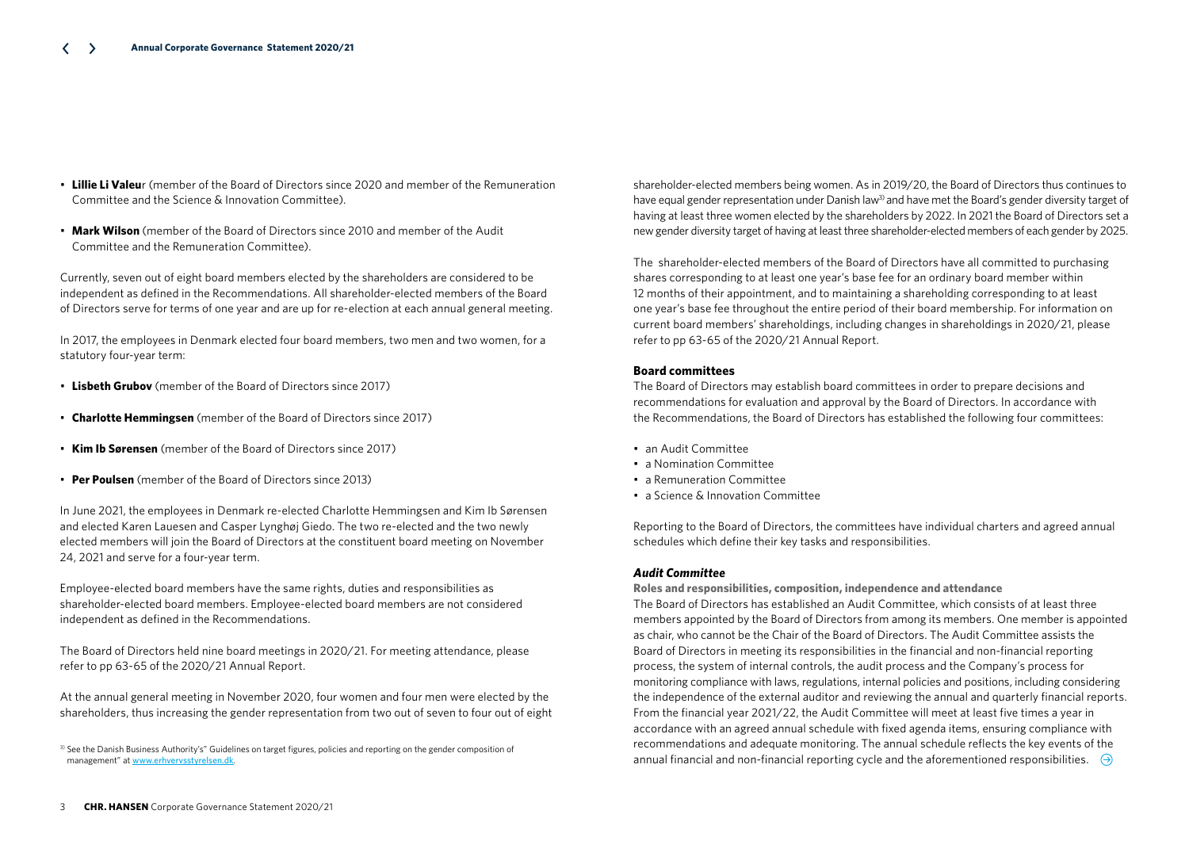- **Lillie Li Valeur** (member of the Board of Directors since 2020 and member of the Remuneration Committee and the Science & Innovation Committee).
- **Mark Wilson** (member of the Board of Directors since 2010 and member of the Audit Committee and the Remuneration Committee).

Currently, seven out of eight board members elected by the shareholders are considered to be independent as defined in the Recommendations. All shareholder-elected members of the Board of Directors serve for terms of one year and are up for re-election at each annual general meeting.

In 2017, the employees in Denmark elected four board members, two men and two women, for a statutory four-year term:

- **Lisbeth Grubov** (member of the Board of Directors since 2017)
- **Charlotte Hemmingsen** (member of the Board of Directors since 2017)
- **Kim Ib Sørensen** (member of the Board of Directors since 2017)
- **Per Poulsen** (member of the Board of Directors since 2013)

In June 2021, the employees in Denmark re-elected Charlotte Hemmingsen and Kim Ib Sørensen and elected Karen Lauesen and Casper Lynghøj Giedo. The two re-elected and the two newly elected members will join the Board of Directors at the constituent board meeting on November 24, 2021 and serve for a four-year term.

Employee-elected board members have the same rights, duties and responsibilities as shareholder-elected board members. Employee-elected board members are not considered independent as defined in the Recommendations.

The Board of Directors held nine board meetings in 2020/21. For meeting attendance, please refer to pp 63-65 of the 2020/21 Annual Report.

At the annual general meeting in November 2020, four women and four men were elected by the shareholders, thus increasing the gender representation from two out of seven to four out of eight shareholder-elected members being women. As in 2019/20, the Board of Directors thus continues to have equal gender representation under Danish law[3] and have met the Board's gender diversity target of having at least three women elected by the shareholders by 2022. In 2021 the Board of Directors set a new gender diversity target of having at least three shareholder-elected members of each gender by 2025.

The shareholder-elected members of the Board of Directors have all committed to purchasing shares corresponding to at least one year's base fee for an ordinary board member within 12 months of their appointment, and to maintaining a shareholding corresponding to at least one year's base fee throughout the entire period of their board membership. For information on current board members' shareholdings, including changes in shareholdings in 2020/21, please refer to pp 63-65 of the 2020/21 Annual Report.

#### Board committees

The Board of Directors may establish board committees in order to prepare decisions and recommendations for evaluation and approval by the Board of Directors. In accordance with the Recommendations, the Board of Directors has established the following four committees:

- an Audit Committee
- a Nomination Committee
- a Remuneration Committee
- a Science & Innovation Committee

Reporting to the Board of Directors, the committees have individual charters and agreed annual schedules which define their key tasks and responsibilities.

#### *Audit Committee*

**Roles and responsibilities, composition, independence and attendance**

The Board of Directors has established an Audit Committee, which consists of at least three members appointed by the Board of Directors from among its members. One member is appointed as chair, who cannot be the Chair of the Board of Directors. The Audit Committee assists the Board of Directors in meeting its responsibilities in the financial and non-financial reporting process, the system of internal controls, the audit process and the Company's process for monitoring compliance with laws, regulations, internal policies and positions, including considering the independence of the external auditor and reviewing the annual and quarterly financial reports. From the financial year 2021/22, the Audit Committee will meet at least five times a year in accordance with an agreed annual schedule with fixed agenda items, ensuring compliance with recommendations and adequate monitoring. The annual schedule reflects the key events of the annual financial and non-financial reporting cycle and the aforementioned responsibilities.

[3] See the Danish Business Authority's" Guidelines on target figures, policies and reporting on the gender composition of management" at www.erhvervsstyrelsen.dk.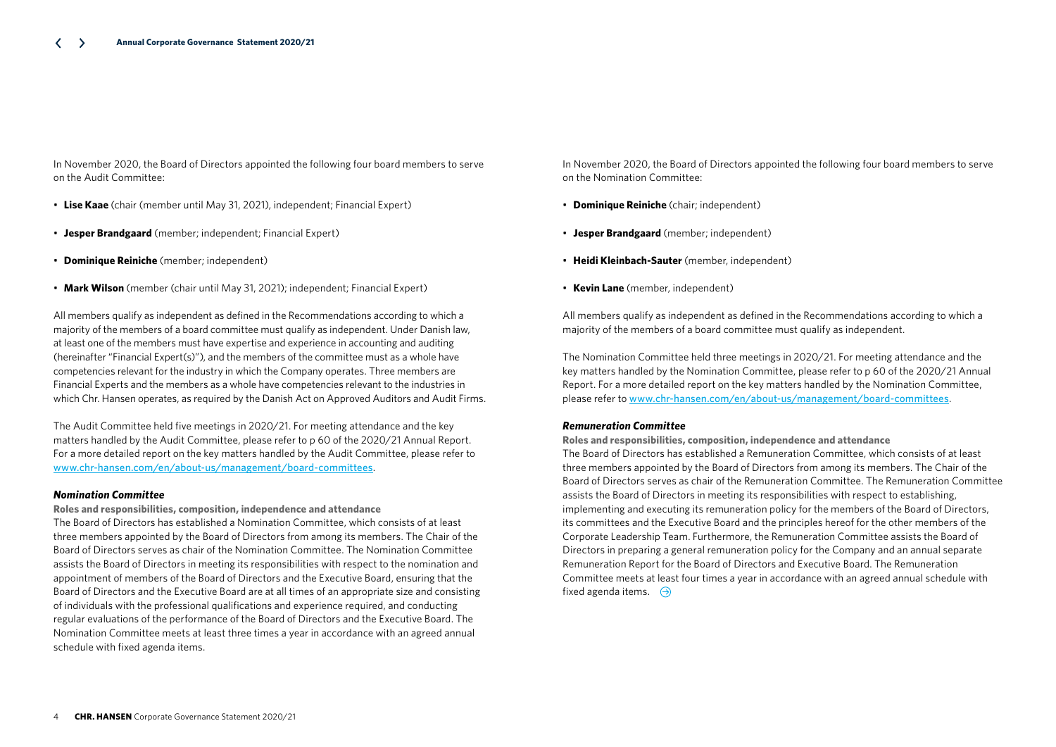In November 2020, the Board of Directors appointed the following four board members to serve on the Audit Committee:

- **Lise Kaae** (chair (member until May 31, 2021), independent; Financial Expert)
- **Jesper Brandgaard** (member; independent; Financial Expert)
- **Dominique Reiniche** (member; independent)
- **Mark Wilson** (member (chair until May 31, 2021); independent; Financial Expert)

All members qualify as independent as defined in the Recommendations according to which a majority of the members of a board committee must qualify as independent. Under Danish law, at least one of the members must have expertise and experience in accounting and auditing (hereinafter "Financial Expert(s)"), and the members of the committee must as a whole have competencies relevant for the industry in which the Company operates. Three members are Financial Experts and the members as a whole have competencies relevant to the industries in which Chr. Hansen operates, as required by the Danish Act on Approved Auditors and Audit Firms.

The Audit Committee held five meetings in 2020/21. For meeting attendance and the key matters handled by the Audit Committee, please refer to p 60 of the 2020/21 Annual Report. For a more detailed report on the key matters handled by the Audit Committee, please refer to www.chr-hansen.com/en/about-us/management/board-committees.

### *Nomination Committee*

**Roles and responsibilities, composition, independence and attendance**

The Board of Directors has established a Nomination Committee, which consists of at least three members appointed by the Board of Directors from among its members. The Chair of the Board of Directors serves as chair of the Nomination Committee. The Nomination Committee assists the Board of Directors in meeting its responsibilities with respect to the nomination and appointment of members of the Board of Directors and the Executive Board, ensuring that the Board of Directors and the Executive Board are at all times of an appropriate size and consisting of individuals with the professional qualifications and experience required, and conducting regular evaluations of the performance of the Board of Directors and the Executive Board. The Nomination Committee meets at least three times a year in accordance with an agreed annual schedule with fixed agenda items.

In November 2020, the Board of Directors appointed the following four board members to serve on the Nomination Committee:

- **Dominique Reiniche** (chair; independent)
- **Jesper Brandgaard** (member; independent)
- **Heidi Kleinbach-Sauter** (member, independent)
- **Kevin Lane** (member, independent)

All members qualify as independent as defined in the Recommendations according to which a majority of the members of a board committee must qualify as independent.

The Nomination Committee held three meetings in 2020/21. For meeting attendance and the key matters handled by the Nomination Committee, please refer to p 60 of the 2020/21 Annual Report. For a more detailed report on the key matters handled by the Nomination Committee, please refer to www.chr-hansen.com/en/about-us/management/board-committees.

### *Remuneration Committee*

**Roles and responsibilities, composition, independence and attendance**

The Board of Directors has established a Remuneration Committee, which consists of at least three members appointed by the Board of Directors from among its members. The Chair of the Board of Directors serves as chair of the Remuneration Committee. The Remuneration Committee assists the Board of Directors in meeting its responsibilities with respect to establishing, implementing and executing its remuneration policy for the members of the Board of Directors, its committees and the Executive Board and the principles hereof for the other members of the Corporate Leadership Team. Furthermore, the Remuneration Committee assists the Board of Directors in preparing a general remuneration policy for the Company and an annual separate Remuneration Report for the Board of Directors and Executive Board. The Remuneration Committee meets at least four times a year in accordance with an agreed annual schedule with fixed agenda items.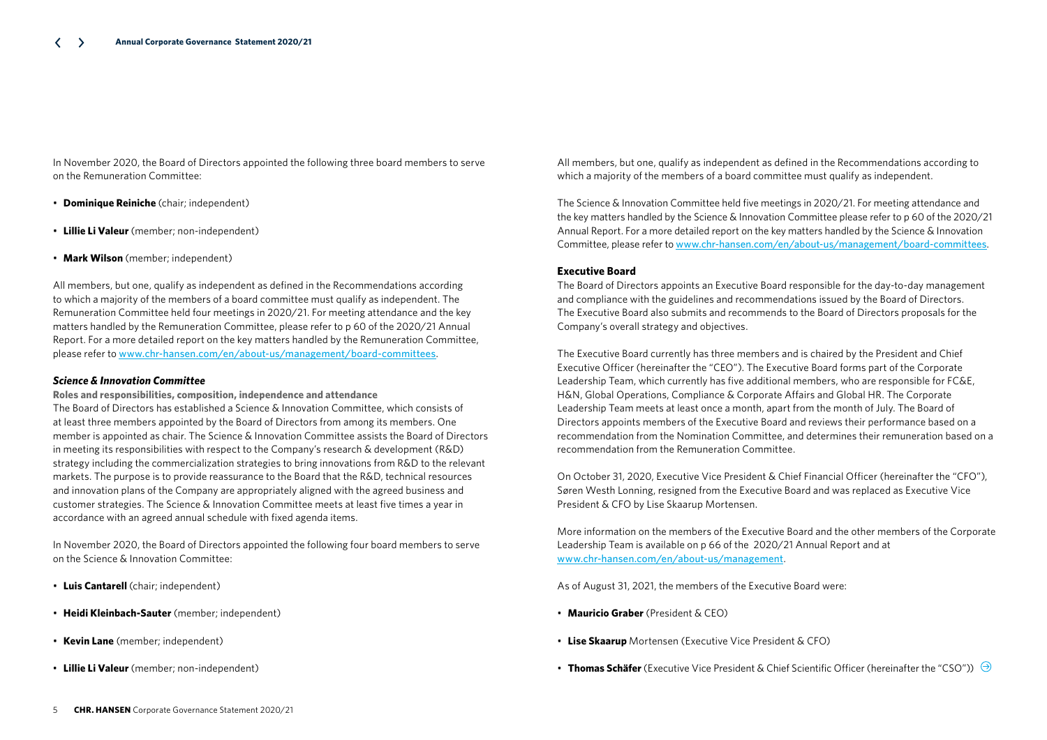In November 2020, the Board of Directors appointed the following three board members to serve on the Remuneration Committee:

- **Dominique Reiniche** (chair; independent)
- **Lillie Li Valeur** (member; non-independent)
- **Mark Wilson** (member; independent)

All members, but one, qualify as independent as defined in the Recommendations according to which a majority of the members of a board committee must qualify as independent. The Remuneration Committee held four meetings in 2020/21. For meeting attendance and the key matters handled by the Remuneration Committee, please refer to p 60 of the 2020/21 Annual Report. For a more detailed report on the key matters handled by the Remuneration Committee, please refer to www.chr-hansen.com/en/about-us/management/board-committees.

### *Science & Innovation Committee*

**Roles and responsibilities, composition, independence and attendance**

The Board of Directors has established a Science & Innovation Committee, which consists of at least three members appointed by the Board of Directors from among its members. One member is appointed as chair. The Science & Innovation Committee assists the Board of Directors in meeting its responsibilities with respect to the Company's research & development (R&D) strategy including the commercialization strategies to bring innovations from R&D to the relevant markets. The purpose is to provide reassurance to the Board that the R&D, technical resources and innovation plans of the Company are appropriately aligned with the agreed business and customer strategies. The Science & Innovation Committee meets at least five times a year in accordance with an agreed annual schedule with fixed agenda items.

In November 2020, the Board of Directors appointed the following four board members to serve on the Science & Innovation Committee:

- **Luis Cantarell** (chair; independent)
- **Heidi Kleinbach-Sauter** (member; independent)
- **Kevin Lane** (member; independent)
- **Lillie Li Valeur** (member; non-independent)

All members, but one, qualify as independent as defined in the Recommendations according to which a majority of the members of a board committee must qualify as independent.

The Science & Innovation Committee held five meetings in 2020/21. For meeting attendance and the key matters handled by the Science & Innovation Committee please refer to p 60 of the 2020/21 Annual Report. For a more detailed report on the key matters handled by the Science & Innovation Committee, please refer to www.chr-hansen.com/en/about-us/management/board-committees.

### Executive Board

The Board of Directors appoints an Executive Board responsible for the day-to-day management and compliance with the guidelines and recommendations issued by the Board of Directors. The Executive Board also submits and recommends to the Board of Directors proposals for the Company's overall strategy and objectives.

The Executive Board currently has three members and is chaired by the President and Chief Executive Officer (hereinafter the "CEO"). The Executive Board forms part of the Corporate Leadership Team, which currently has five additional members, who are responsible for FC&E, H&N, Global Operations, Compliance & Corporate Affairs and Global HR. The Corporate Leadership Team meets at least once a month, apart from the month of July. The Board of Directors appoints members of the Executive Board and reviews their performance based on a recommendation from the Nomination Committee, and determines their remuneration based on a recommendation from the Remuneration Committee.

On October 31, 2020, Executive Vice President & Chief Financial Officer (hereinafter the "CFO"), Søren Westh Lonning, resigned from the Executive Board and was replaced as Executive Vice President & CFO by Lise Skaarup Mortensen.

More information on the members of the Executive Board and the other members of the Corporate Leadership Team is available on p 66 of the 2020/21 Annual Report and at www.chr-hansen.com/en/about-us/management.

As of August 31, 2021, the members of the Executive Board were:

- **Mauricio Graber** (President & CEO)
- **Lise Skaarup** Mortensen (Executive Vice President & CFO)
- **Thomas Schäfer** (Executive Vice President & Chief Scientific Officer (hereinafter the "CSO"))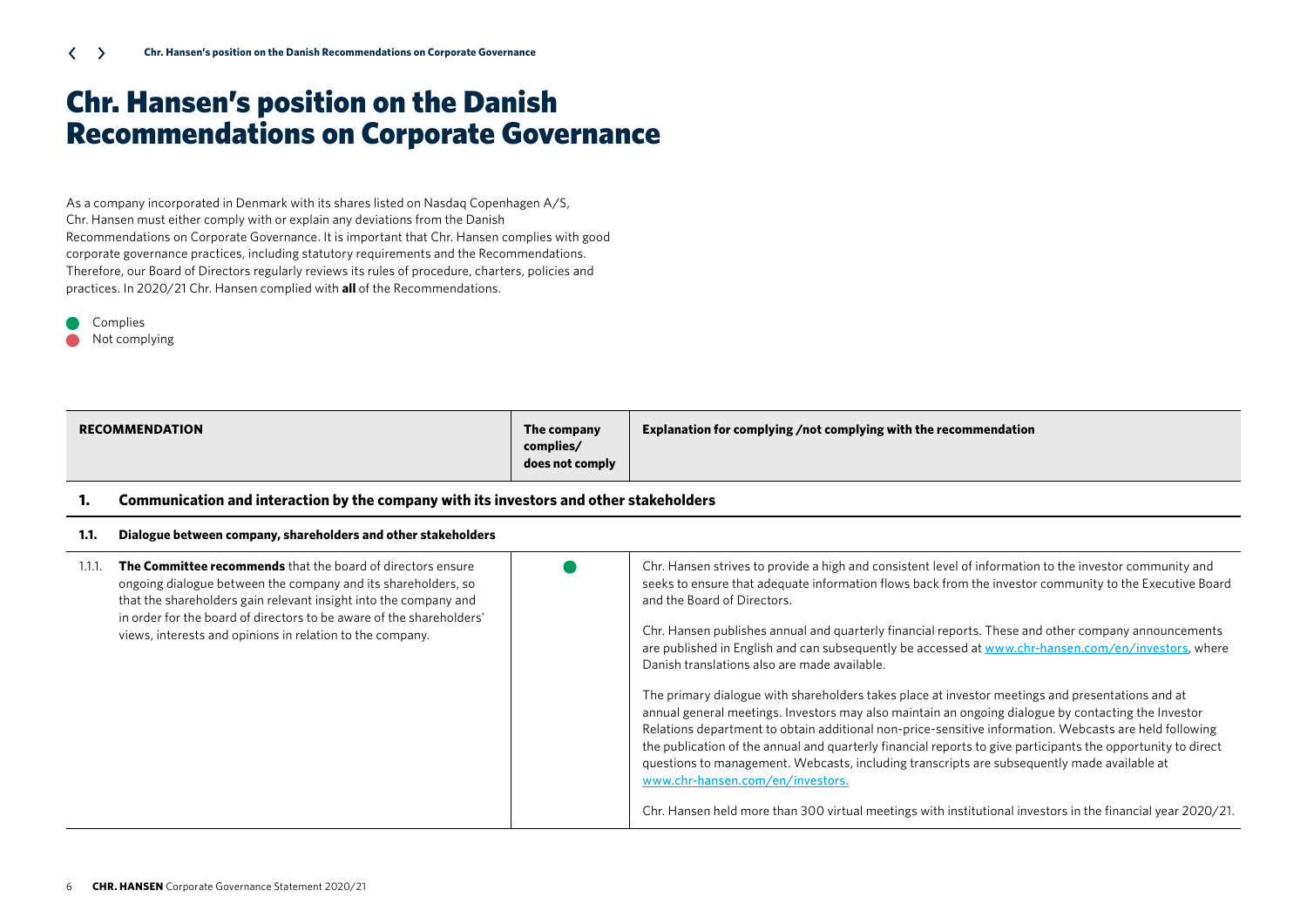# Chr. Hansen's position on the Danish Recommendations on Corporate Governance

As a company incorporated in Denmark with its shares listed on Nasdaq Copenhagen A/S, Chr. Hansen must either comply with or explain any deviations from the Danish Recommendations on Corporate Governance. It is important that Chr. Hansen complies with good corporate governance practices, including statutory requirements and the Recommendations. Therefore, our Board of Directors regularly reviews its rules of procedure, charters, policies and practices. In 2020/21 Chr. Hansen complied with **all** of the Recommendations.

- ● Complies
- ● Not complying

| RECOMMENDATION | The company complies/ does not comply | Explanation for complying /not complying with the recommendation |
|---|---|---|
| **1. Communication and interaction by the company with its investors and other stakeholders** | | |
| **1.1. Dialogue between company, shareholders and other stakeholders** | | |
| 1.1.1. **The Committee recommends** that the board of directors ensure ongoing dialogue between the company and its shareholders, so that the shareholders gain relevant insight into the company and in order for the board of directors to be aware of the shareholders' views, interests and opinions in relation to the company. | ● Complies | Chr. Hansen strives to provide a high and consistent level of information to the investor community and seeks to ensure that adequate information flows back from the investor community to the Executive Board and the Board of Directors.<br><br>Chr. Hansen publishes annual and quarterly financial reports. These and other company announcements are published in English and can subsequently be accessed at www.chr-hansen.com/en/investors, where Danish translations also are made available.<br><br>The primary dialogue with shareholders takes place at investor meetings and presentations and at annual general meetings. Investors may also maintain an ongoing dialogue by contacting the Investor Relations department to obtain additional non-price-sensitive information. Webcasts are held following the publication of the annual and quarterly financial reports to give participants the opportunity to direct questions to management. Webcasts, including transcripts are subsequently made available at www.chr-hansen.com/en/investors.<br><br>Chr. Hansen held more than 300 virtual meetings with institutional investors in the financial year 2020/21. |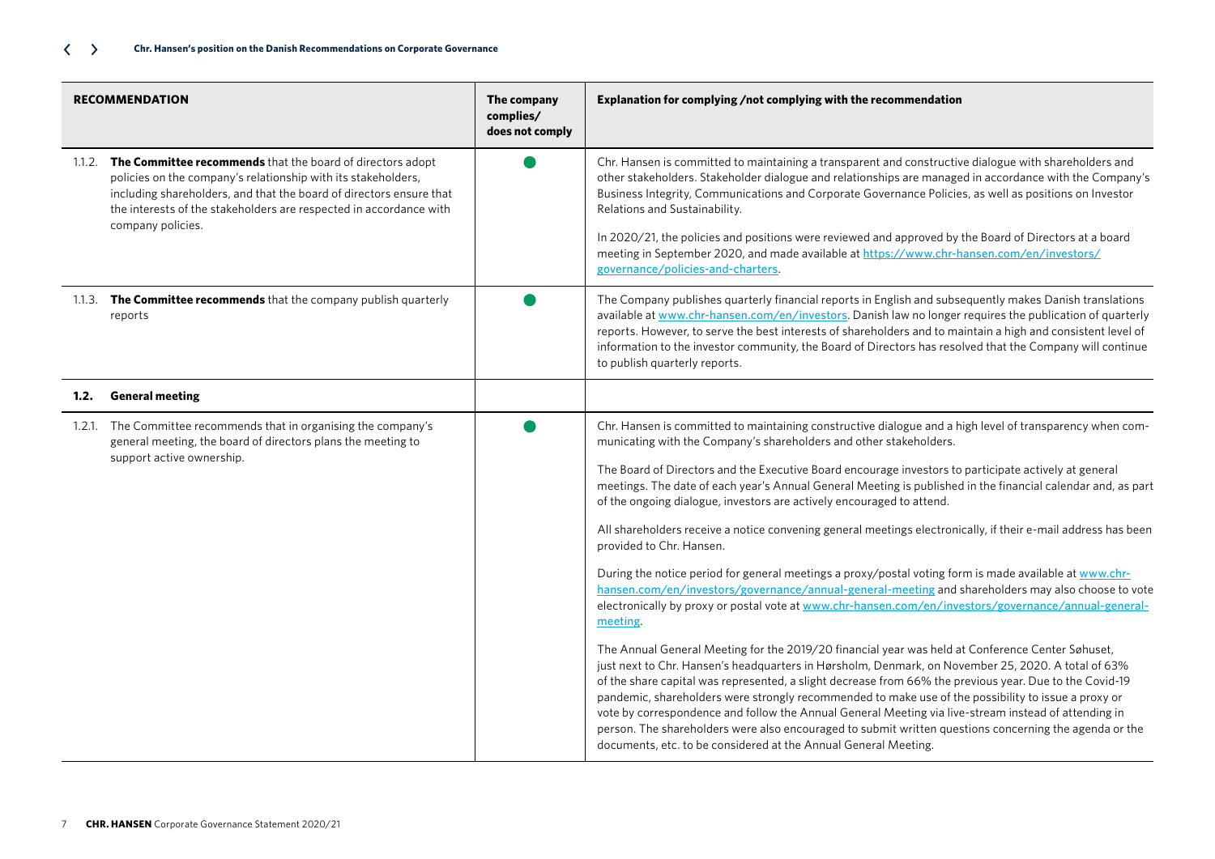| RECOMMENDATION | The company complies/ does not comply | Explanation for complying /not complying with the recommendation |
|---|---|---|
| 1.1.2. **The Committee recommends** that the board of directors adopt policies on the company's relationship with its stakeholders, including shareholders, and that the board of directors ensure that the interests of the stakeholders are respected in accordance with company policies. | ● | Chr. Hansen is committed to maintaining a transparent and constructive dialogue with shareholders and other stakeholders. Stakeholder dialogue and relationships are managed in accordance with the Company's Business Integrity, Communications and Corporate Governance Policies, as well as positions on Investor Relations and Sustainability.<br><br>In 2020/21, the policies and positions were reviewed and approved by the Board of Directors at a board meeting in September 2020, and made available at https://www.chr-hansen.com/en/investors/governance/policies-and-charters. |
| 1.1.3. **The Committee recommends** that the company publish quarterly reports | ● | The Company publishes quarterly financial reports in English and subsequently makes Danish translations available at www.chr-hansen.com/en/investors. Danish law no longer requires the publication of quarterly reports. However, to serve the best interests of shareholders and to maintain a high and consistent level of information to the investor community, the Board of Directors has resolved that the Company will continue to publish quarterly reports. |
| **1.2. General meeting** | | |
| 1.2.1. The Committee recommends that in organising the company's general meeting, the board of directors plans the meeting to support active ownership. | ● | Chr. Hansen is committed to maintaining constructive dialogue and a high level of transparency when communicating with the Company's shareholders and other stakeholders.<br><br>The Board of Directors and the Executive Board encourage investors to participate actively at general meetings. The date of each year's Annual General Meeting is published in the financial calendar and, as part of the ongoing dialogue, investors are actively encouraged to attend.<br><br>All shareholders receive a notice convening general meetings electronically, if their e-mail address has been provided to Chr. Hansen.<br><br>During the notice period for general meetings a proxy/postal voting form is made available at www.chr-hansen.com/en/investors/governance/annual-general-meeting and shareholders may also choose to vote electronically by proxy or postal vote at www.chr-hansen.com/en/investors/governance/annual-general-meeting.<br><br>The Annual General Meeting for the 2019/20 financial year was held at Conference Center Søhuset, just next to Chr. Hansen's headquarters in Hørsholm, Denmark, on November 25, 2020. A total of 63% of the share capital was represented, a slight decrease from 66% the previous year. Due to the Covid-19 pandemic, shareholders were strongly recommended to make use of the possibility to issue a proxy or vote by correspondence and follow the Annual General Meeting via live-stream instead of attending in person. The shareholders were also encouraged to submit written questions concerning the agenda or the documents, etc. to be considered at the Annual General Meeting. |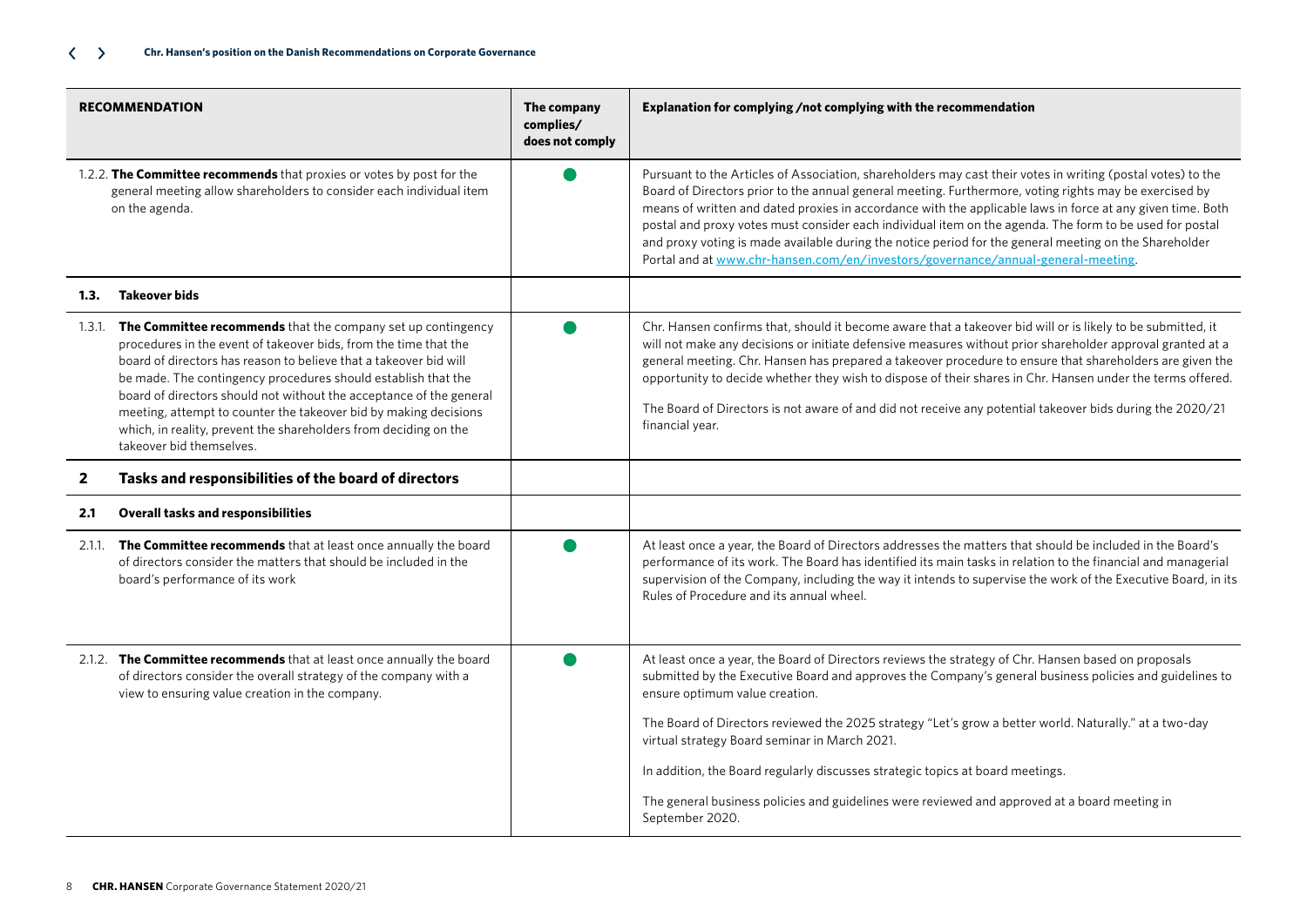| RECOMMENDATION | The company complies/ does not comply | Explanation for complying /not complying with the recommendation |
|---|---|---|
| 1.2.2. **The Committee recommends** that proxies or votes by post for the general meeting allow shareholders to consider each individual item on the agenda. | ● | Pursuant to the Articles of Association, shareholders may cast their votes in writing (postal votes) to the Board of Directors prior to the annual general meeting. Furthermore, voting rights may be exercised by means of written and dated proxies in accordance with the applicable laws in force at any given time. Both postal and proxy votes must consider each individual item on the agenda. The form to be used for postal and proxy voting is made available during the notice period for the general meeting on the Shareholder Portal and at www.chr-hansen.com/en/investors/governance/annual-general-meeting. |
| **1.3. Takeover bids** | | |
| 1.3.1. **The Committee recommends** that the company set up contingency procedures in the event of takeover bids, from the time that the board of directors has reason to believe that a takeover bid will be made. The contingency procedures should establish that the board of directors should not without the acceptance of the general meeting, attempt to counter the takeover bid by making decisions which, in reality, prevent the shareholders from deciding on the takeover bid themselves. | ● | Chr. Hansen confirms that, should it become aware that a takeover bid will or is likely to be submitted, it will not make any decisions or initiate defensive measures without prior shareholder approval granted at a general meeting. Chr. Hansen has prepared a takeover procedure to ensure that shareholders are given the opportunity to decide whether they wish to dispose of their shares in Chr. Hansen under the terms offered.<br><br>The Board of Directors is not aware of and did not receive any potential takeover bids during the 2020/21 financial year. |
| **2 Tasks and responsibilities of the board of directors** | | |
| **2.1 Overall tasks and responsibilities** | | |
| 2.1.1. **The Committee recommends** that at least once annually the board of directors consider the matters that should be included in the board's performance of its work | ● | At least once a year, the Board of Directors addresses the matters that should be included in the Board's performance of its work. The Board has identified its main tasks in relation to the financial and managerial supervision of the Company, including the way it intends to supervise the work of the Executive Board, in its Rules of Procedure and its annual wheel. |
| 2.1.2. **The Committee recommends** that at least once annually the board of directors consider the overall strategy of the company with a view to ensuring value creation in the company. | ● | At least once a year, the Board of Directors reviews the strategy of Chr. Hansen based on proposals submitted by the Executive Board and approves the Company's general business policies and guidelines to ensure optimum value creation.<br><br>The Board of Directors reviewed the 2025 strategy "Let's grow a better world. Naturally." at a two-day virtual strategy Board seminar in March 2021.<br><br>In addition, the Board regularly discusses strategic topics at board meetings.<br><br>The general business policies and guidelines were reviewed and approved at a board meeting in September 2020. |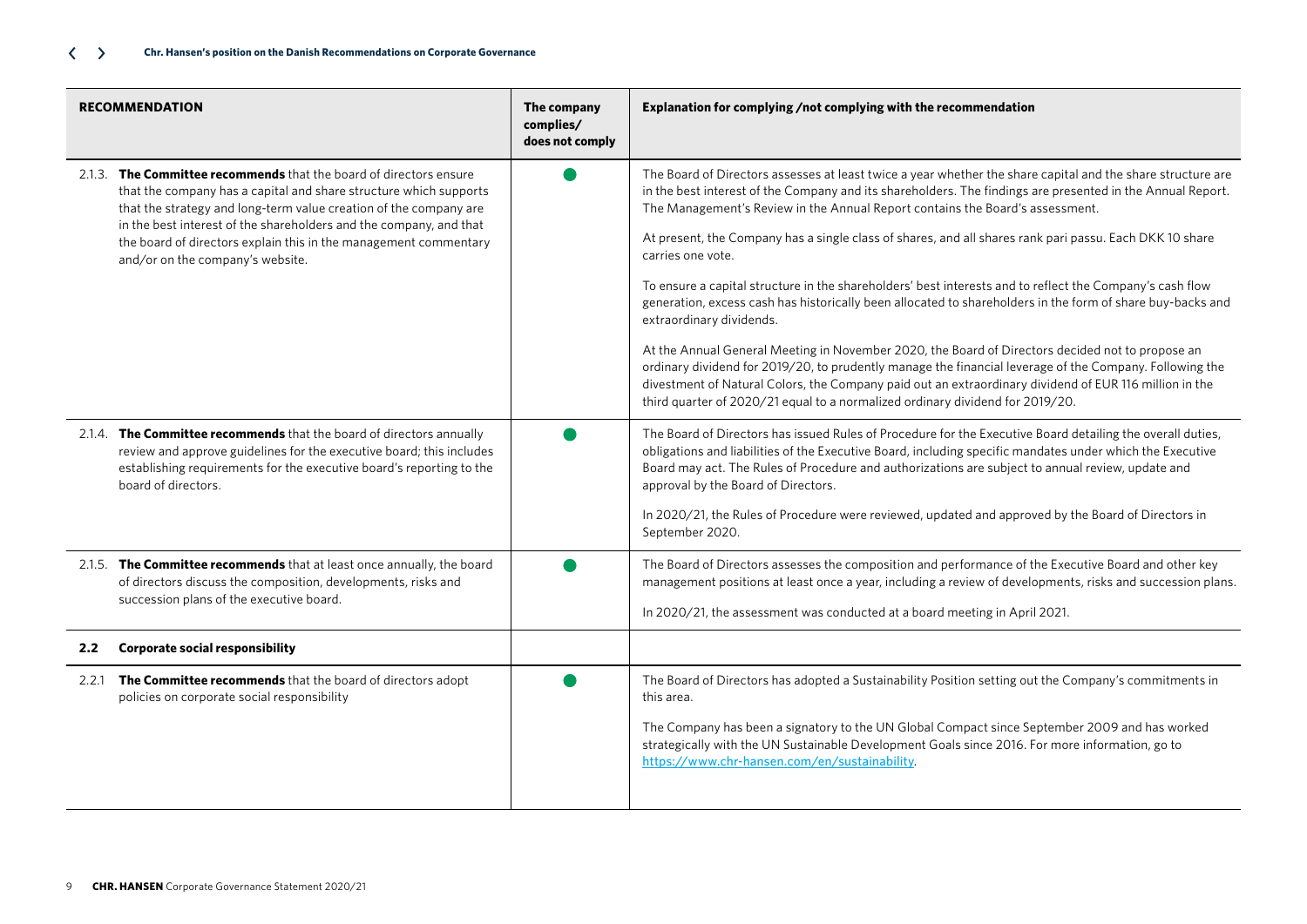| RECOMMENDATION | The company complies/ does not comply | Explanation for complying /not complying with the recommendation |
|---|---|---|
| 2.1.3. **The Committee recommends** that the board of directors ensure that the company has a capital and share structure which supports that the strategy and long-term value creation of the company are in the best interest of the shareholders and the company, and that the board of directors explain this in the management commentary and/or on the company's website. | ● | The Board of Directors assesses at least twice a year whether the share capital and the share structure are in the best interest of the Company and its shareholders. The findings are presented in the Annual Report. The Management's Review in the Annual Report contains the Board's assessment.<br><br>At present, the Company has a single class of shares, and all shares rank pari passu. Each DKK 10 share carries one vote.<br><br>To ensure a capital structure in the shareholders' best interests and to reflect the Company's cash flow generation, excess cash has historically been allocated to shareholders in the form of share buy-backs and extraordinary dividends.<br><br>At the Annual General Meeting in November 2020, the Board of Directors decided not to propose an ordinary dividend for 2019/20, to prudently manage the financial leverage of the Company. Following the divestment of Natural Colors, the Company paid out an extraordinary dividend of EUR 116 million in the third quarter of 2020/21 equal to a normalized ordinary dividend for 2019/20. |
| 2.1.4. **The Committee recommends** that the board of directors annually review and approve guidelines for the executive board; this includes establishing requirements for the executive board's reporting to the board of directors. | ● | The Board of Directors has issued Rules of Procedure for the Executive Board detailing the overall duties, obligations and liabilities of the Executive Board, including specific mandates under which the Executive Board may act. The Rules of Procedure and authorizations are subject to annual review, update and approval by the Board of Directors.<br><br>In 2020/21, the Rules of Procedure were reviewed, updated and approved by the Board of Directors in September 2020. |
| 2.1.5. **The Committee recommends** that at least once annually, the board of directors discuss the composition, developments, risks and succession plans of the executive board. | ● | The Board of Directors assesses the composition and performance of the Executive Board and other key management positions at least once a year, including a review of developments, risks and succession plans.<br><br>In 2020/21, the assessment was conducted at a board meeting in April 2021. |
| **2.2 Corporate social responsibility** | | |
| 2.2.1 **The Committee recommends** that the board of directors adopt policies on corporate social responsibility | ● | The Board of Directors has adopted a Sustainability Position setting out the Company's commitments in this area.<br><br>The Company has been a signatory to the UN Global Compact since September 2009 and has worked strategically with the UN Sustainable Development Goals since 2016. For more information, go to https://www.chr-hansen.com/en/sustainability. |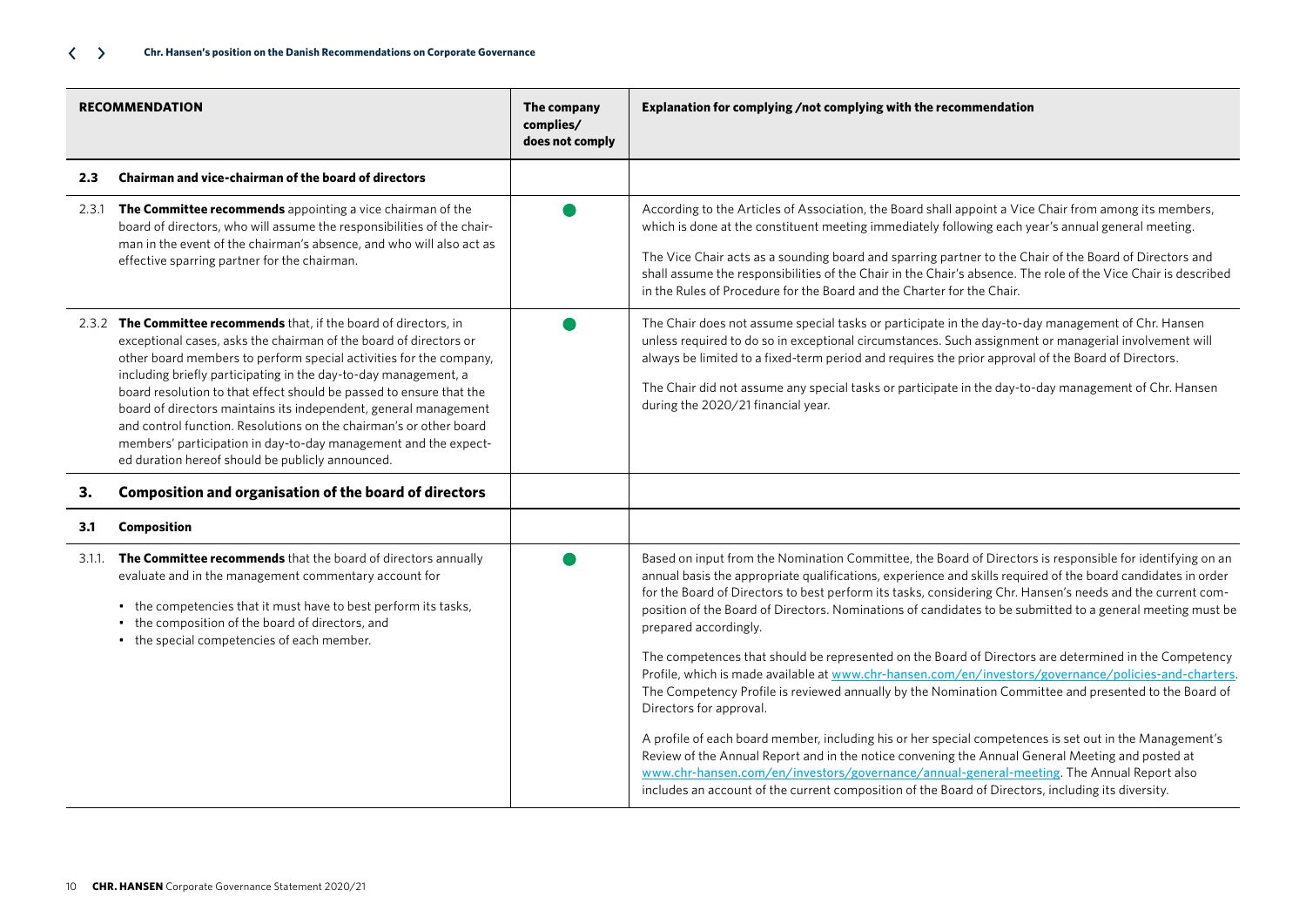| RECOMMENDATION | The company complies/ does not comply | Explanation for complying /not complying with the recommendation |
|---|---|---|
| **2.3 Chairman and vice-chairman of the board of directors** | | |
| 2.3.1 **The Committee recommends** appointing a vice chairman of the board of directors, who will assume the responsibilities of the chairman in the event of the chairman's absence, and who will also act as effective sparring partner for the chairman. | ● | According to the Articles of Association, the Board shall appoint a Vice Chair from among its members, which is done at the constituent meeting immediately following each year's annual general meeting.<br><br>The Vice Chair acts as a sounding board and sparring partner to the Chair of the Board of Directors and shall assume the responsibilities of the Chair in the Chair's absence. The role of the Vice Chair is described in the Rules of Procedure for the Board and the Charter for the Chair. |
| 2.3.2 **The Committee recommends** that, if the board of directors, in exceptional cases, asks the chairman of the board of directors or other board members to perform special activities for the company, including briefly participating in the day-to-day management, a board resolution to that effect should be passed to ensure that the board of directors maintains its independent, general management and control function. Resolutions on the chairman's or other board members' participation in day-to-day management and the expected duration hereof should be publicly announced. | ● | The Chair does not assume special tasks or participate in the day-to-day management of Chr. Hansen unless required to do so in exceptional circumstances. Such assignment or managerial involvement will always be limited to a fixed-term period and requires the prior approval of the Board of Directors.<br><br>The Chair did not assume any special tasks or participate in the day-to-day management of Chr. Hansen during the 2020/21 financial year. |
| **3. Composition and organisation of the board of directors** | | |
| **3.1 Composition** | | |
| 3.1.1. **The Committee recommends** that the board of directors annually evaluate and in the management commentary account for<br>• the competencies that it must have to best perform its tasks,<br>• the composition of the board of directors, and<br>• the special competencies of each member. | ● | Based on input from the Nomination Committee, the Board of Directors is responsible for identifying on an annual basis the appropriate qualifications, experience and skills required of the board candidates in order for the Board of Directors to best perform its tasks, considering Chr. Hansen's needs and the current composition of the Board of Directors. Nominations of candidates to be submitted to a general meeting must be prepared accordingly.<br><br>The competences that should be represented on the Board of Directors are determined in the Competency Profile, which is made available at www.chr-hansen.com/en/investors/governance/policies-and-charters. The Competency Profile is reviewed annually by the Nomination Committee and presented to the Board of Directors for approval.<br><br>A profile of each board member, including his or her special competences is set out in the Management's Review of the Annual Report and in the notice convening the Annual General Meeting and posted at www.chr-hansen.com/en/investors/governance/annual-general-meeting. The Annual Report also includes an account of the current composition of the Board of Directors, including its diversity. |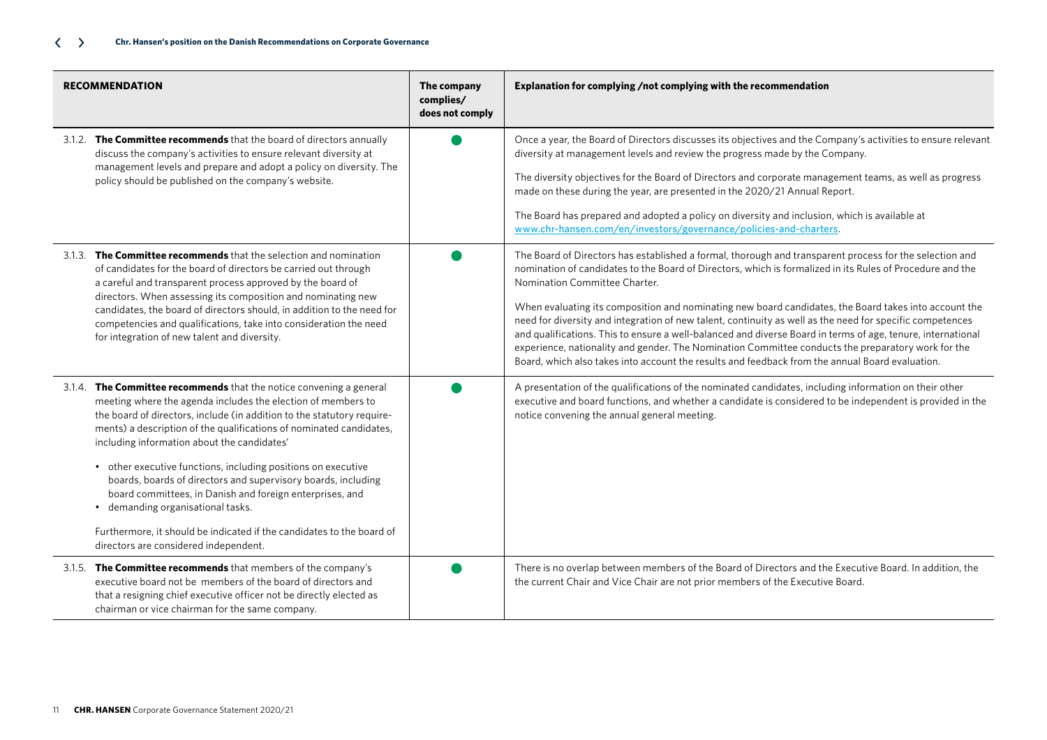| RECOMMENDATION | The company complies/ does not comply | Explanation for complying /not complying with the recommendation |
|---|---|---|
| 3.1.2. **The Committee recommends** that the board of directors annually discuss the company's activities to ensure relevant diversity at management levels and prepare and adopt a policy on diversity. The policy should be published on the company's website. | ● | Once a year, the Board of Directors discusses its objectives and the Company's activities to ensure relevant diversity at management levels and review the progress made by the Company.<br><br>The diversity objectives for the Board of Directors and corporate management teams, as well as progress made on these during the year, are presented in the 2020/21 Annual Report.<br><br>The Board has prepared and adopted a policy on diversity and inclusion, which is available at www.chr-hansen.com/en/investors/governance/policies-and-charters. |
| 3.1.3. **The Committee recommends** that the selection and nomination of candidates for the board of directors be carried out through a careful and transparent process approved by the board of directors. When assessing its composition and nominating new candidates, the board of directors should, in addition to the need for competencies and qualifications, take into consideration the need for integration of new talent and diversity. | ● | The Board of Directors has established a formal, thorough and transparent process for the selection and nomination of candidates to the Board of Directors, which is formalized in its Rules of Procedure and the Nomination Committee Charter.<br><br>When evaluating its composition and nominating new board candidates, the Board takes into account the need for diversity and integration of new talent, continuity as well as the need for specific competences and qualifications. This to ensure a well-balanced and diverse Board in terms of age, tenure, international experience, nationality and gender. The Nomination Committee conducts the preparatory work for the Board, which also takes into account the results and feedback from the annual Board evaluation. |
| 3.1.4. **The Committee recommends** that the notice convening a general meeting where the agenda includes the election of members to the board of directors, include (in addition to the statutory requirements) a description of the qualifications of nominated candidates, including information about the candidates'<br><br>• other executive functions, including positions on executive boards, boards of directors and supervisory boards, including board committees, in Danish and foreign enterprises, and<br>• demanding organisational tasks.<br><br>Furthermore, it should be indicated if the candidates to the board of directors are considered independent. | ● | A presentation of the qualifications of the nominated candidates, including information on their other executive and board functions, and whether a candidate is considered to be independent is provided in the notice convening the annual general meeting. |
| 3.1.5. **The Committee recommends** that members of the company's executive board not be members of the board of directors and that a resigning chief executive officer not be directly elected as chairman or vice chairman for the same company. | ● | There is no overlap between members of the Board of Directors and the Executive Board. In addition, the the current Chair and Vice Chair are not prior members of the Executive Board. |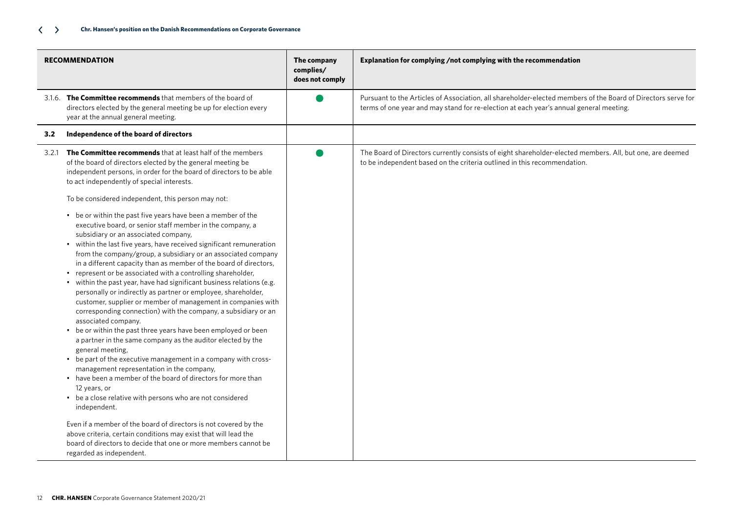| RECOMMENDATION | The company complies/ does not comply | Explanation for complying /not complying with the recommendation |
|---|---|---|
| 3.1.6. **The Committee recommends** that members of the board of directors elected by the general meeting be up for election every year at the annual general meeting. | ● | Pursuant to the Articles of Association, all shareholder-elected members of the Board of Directors serve for terms of one year and may stand for re-election at each year's annual general meeting. |
| **3.2 Independence of the board of directors** | | |
| 3.2.1 **The Committee recommends** that at least half of the members of the board of directors elected by the general meeting be independent persons, in order for the board of directors to be able to act independently of special interests.<br><br>To be considered independent, this person may not:<br><br>• be or within the past five years have been a member of the executive board, or senior staff member in the company, a subsidiary or an associated company,<br>• within the last five years, have received significant remuneration from the company/group, a subsidiary or an associated company in a different capacity than as member of the board of directors,<br>• represent or be associated with a controlling shareholder,<br>• within the past year, have had significant business relations (e.g. personally or indirectly as partner or employee, shareholder, customer, supplier or member of management in companies with corresponding connection) with the company, a subsidiary or an associated company.<br>• be or within the past three years have been employed or been a partner in the same company as the auditor elected by the general meeting,<br>• be part of the executive management in a company with cross-management representation in the company,<br>• have been a member of the board of directors for more than 12 years, or<br>• be a close relative with persons who are not considered independent.<br><br>Even if a member of the board of directors is not covered by the above criteria, certain conditions may exist that will lead the board of directors to decide that one or more members cannot be regarded as independent. | ● | The Board of Directors currently consists of eight shareholder-elected members. All, but one, are deemed to be independent based on the criteria outlined in this recommendation. |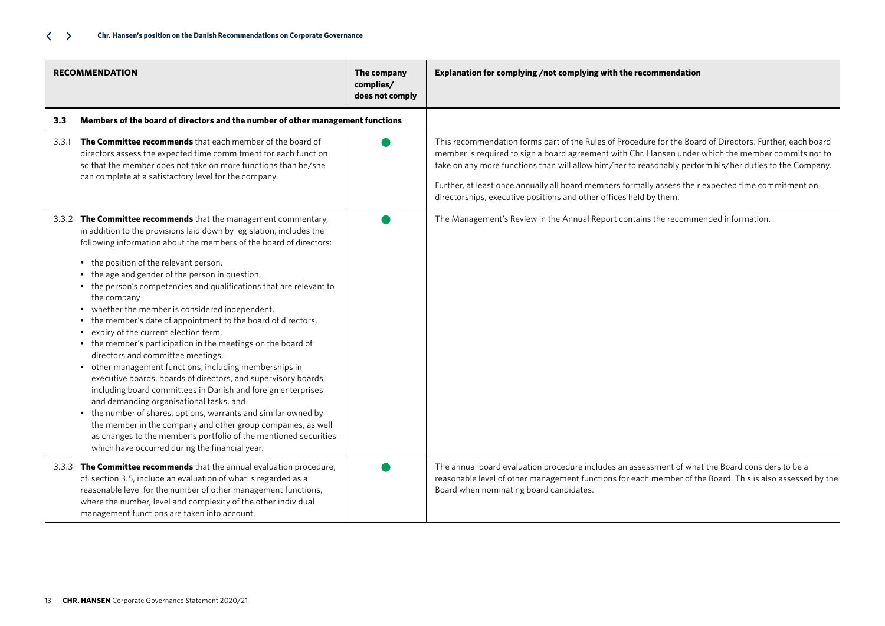| RECOMMENDATION | The company complies/ does not comply | Explanation for complying /not complying with the recommendation |
|---|---|---|
| **3.3 Members of the board of directors and the number of other management functions** | | |
| 3.3.1 **The Committee recommends** that each member of the board of directors assess the expected time commitment for each function so that the member does not take on more functions than he/she can complete at a satisfactory level for the company. | ● | This recommendation forms part of the Rules of Procedure for the Board of Directors. Further, each board member is required to sign a board agreement with Chr. Hansen under which the member commits not to take on any more functions than will allow him/her to reasonably perform his/her duties to the Company. Further, at least once annually all board members formally assess their expected time commitment on directorships, executive positions and other offices held by them. |
| 3.3.2 **The Committee recommends** that the management commentary, in addition to the provisions laid down by legislation, includes the following information about the members of the board of directors: • the position of the relevant person, • the age and gender of the person in question, • the person's competencies and qualifications that are relevant to the company • whether the member is considered independent, • the member's date of appointment to the board of directors, • expiry of the current election term, • the member's participation in the meetings on the board of directors and committee meetings, • other management functions, including memberships in executive boards, boards of directors, and supervisory boards, including board committees in Danish and foreign enterprises and demanding organisational tasks, and • the number of shares, options, warrants and similar owned by the member in the company and other group companies, as well as changes to the member's portfolio of the mentioned securities which have occurred during the financial year. | ● | The Management's Review in the Annual Report contains the recommended information. |
| 3.3.3 **The Committee recommends** that the annual evaluation procedure, cf. section 3.5, include an evaluation of what is regarded as a reasonable level for the number of other management functions, where the number, level and complexity of the other individual management functions are taken into account. | ● | The annual board evaluation procedure includes an assessment of what the Board considers to be a reasonable level of other management functions for each member of the Board. This is also assessed by the Board when nominating board candidates. |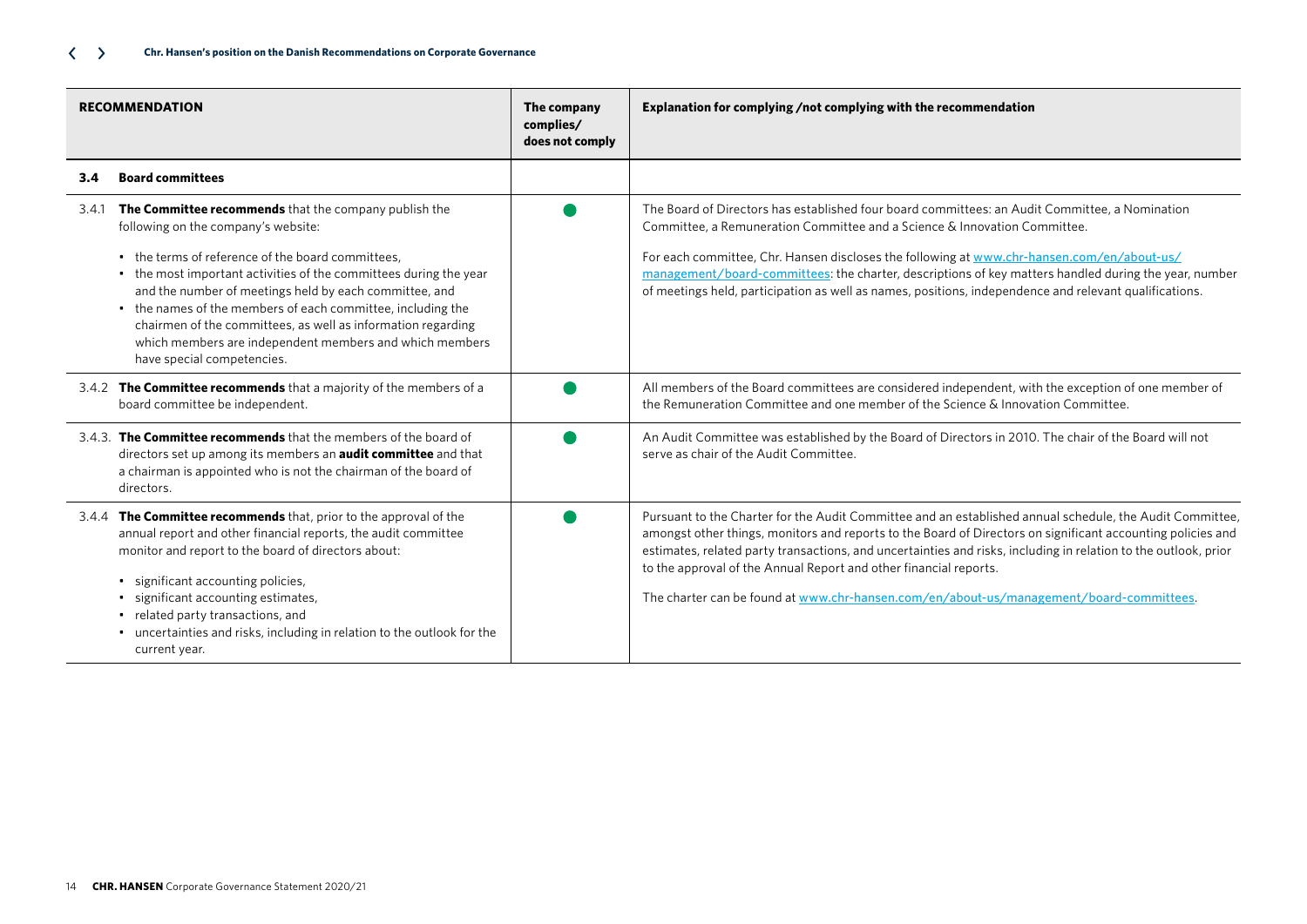| RECOMMENDATION | The company complies/ does not comply | Explanation for complying /not complying with the recommendation |
|---|---|---|
| **3.4 Board committees** | | |
| 3.4.1 **The Committee recommends** that the company publish the following on the company's website:<br>• the terms of reference of the board committees,<br>• the most important activities of the committees during the year and the number of meetings held by each committee, and<br>• the names of the members of each committee, including the chairmen of the committees, as well as information regarding which members are independent members and which members have special competencies. | ● | The Board of Directors has established four board committees: an Audit Committee, a Nomination Committee, a Remuneration Committee and a Science & Innovation Committee.<br>For each committee, Chr. Hansen discloses the following at www.chr-hansen.com/en/about-us/management/board-committees: the charter, descriptions of key matters handled during the year, number of meetings held, participation as well as names, positions, independence and relevant qualifications. |
| 3.4.2 **The Committee recommends** that a majority of the members of a board committee be independent. | ● | All members of the Board committees are considered independent, with the exception of one member of the Remuneration Committee and one member of the Science & Innovation Committee. |
| 3.4.3. **The Committee recommends** that the members of the board of directors set up among its members an **audit committee** and that a chairman is appointed who is not the chairman of the board of directors. | ● | An Audit Committee was established by the Board of Directors in 2010. The chair of the Board will not serve as chair of the Audit Committee. |
| 3.4.4 **The Committee recommends** that, prior to the approval of the annual report and other financial reports, the audit committee monitor and report to the board of directors about:<br>• significant accounting policies,<br>• significant accounting estimates,<br>• related party transactions, and<br>• uncertainties and risks, including in relation to the outlook for the current year. | ● | Pursuant to the Charter for the Audit Committee and an established annual schedule, the Audit Committee, amongst other things, monitors and reports to the Board of Directors on significant accounting policies and estimates, related party transactions, and uncertainties and risks, including in relation to the outlook, prior to the approval of the Annual Report and other financial reports.<br>The charter can be found at www.chr-hansen.com/en/about-us/management/board-committees. |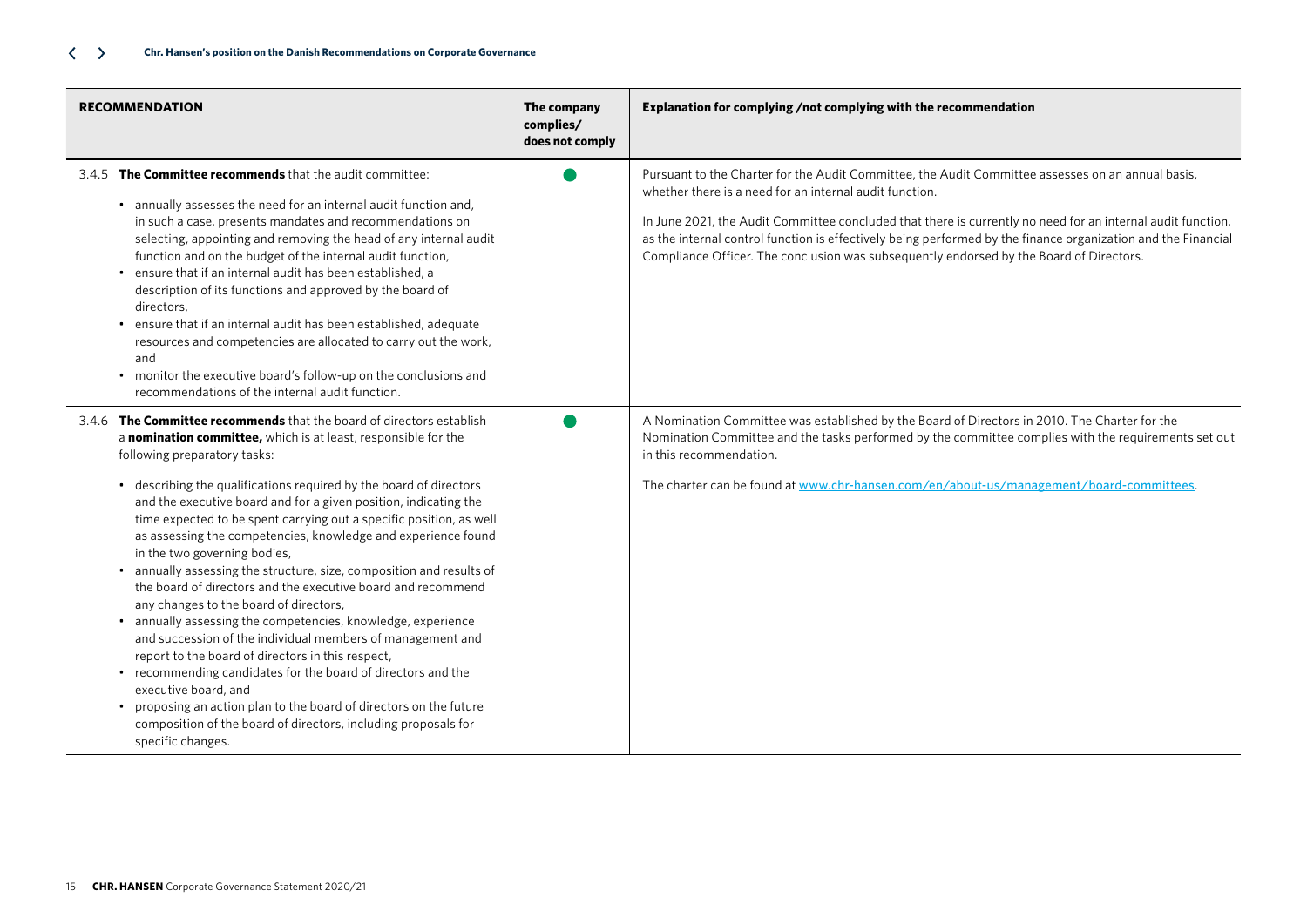| RECOMMENDATION | The company complies/ does not comply | Explanation for complying /not complying with the recommendation |
|---|---|---|
| 3.4.5 **The Committee recommends** that the audit committee:<br>• annually assesses the need for an internal audit function and, in such a case, presents mandates and recommendations on selecting, appointing and removing the head of any internal audit function and on the budget of the internal audit function,<br>• ensure that if an internal audit has been established, a description of its functions and approved by the board of directors,<br>• ensure that if an internal audit has been established, adequate resources and competencies are allocated to carry out the work, and<br>• monitor the executive board's follow-up on the conclusions and recommendations of the internal audit function. | ● | Pursuant to the Charter for the Audit Committee, the Audit Committee assesses on an annual basis, whether there is a need for an internal audit function.<br><br>In June 2021, the Audit Committee concluded that there is currently no need for an internal audit function, as the internal control function is effectively being performed by the finance organization and the Financial Compliance Officer. The conclusion was subsequently endorsed by the Board of Directors. |
| 3.4.6 **The Committee recommends** that the board of directors establish a **nomination committee,** which is at least, responsible for the following preparatory tasks:<br>• describing the qualifications required by the board of directors and the executive board and for a given position, indicating the time expected to be spent carrying out a specific position, as well as assessing the competencies, knowledge and experience found in the two governing bodies,<br>• annually assessing the structure, size, composition and results of the board of directors and the executive board and recommend any changes to the board of directors,<br>• annually assessing the competencies, knowledge, experience and succession of the individual members of management and report to the board of directors in this respect,<br>• recommending candidates for the board of directors and the executive board, and<br>• proposing an action plan to the board of directors on the future composition of the board of directors, including proposals for specific changes. | ● | A Nomination Committee was established by the Board of Directors in 2010. The Charter for the Nomination Committee and the tasks performed by the committee complies with the requirements set out in this recommendation.<br><br>The charter can be found at www.chr-hansen.com/en/about-us/management/board-committees. |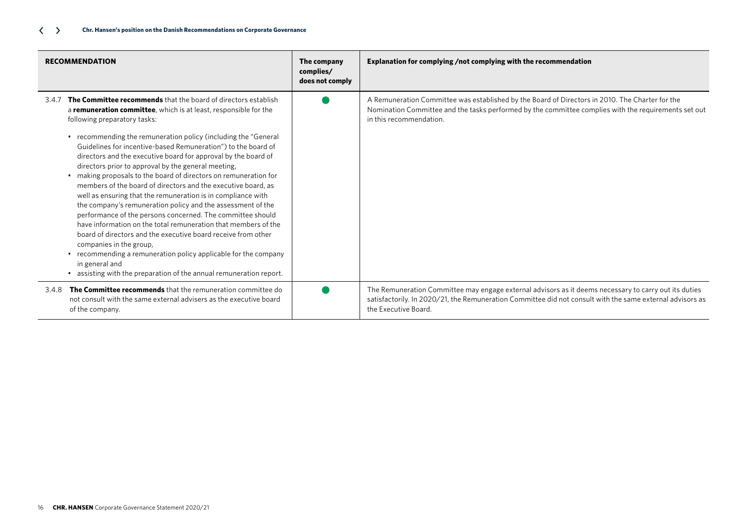| RECOMMENDATION | The company complies/ does not comply | Explanation for complying /not complying with the recommendation |
|---|---|---|
| 3.4.7 **The Committee recommends** that the board of directors establish a **remuneration committee**, which is at least, responsible for the following preparatory tasks:<br>• recommending the remuneration policy (including the "General Guidelines for incentive-based Remuneration") to the board of directors and the executive board for approval by the board of directors prior to approval by the general meeting,<br>• making proposals to the board of directors on remuneration for members of the board of directors and the executive board, as well as ensuring that the remuneration is in compliance with the company's remuneration policy and the assessment of the performance of the persons concerned. The committee should have information on the total remuneration that members of the board of directors and the executive board receive from other companies in the group,<br>• recommending a remuneration policy applicable for the company in general and<br>• assisting with the preparation of the annual remuneration report. | ● | A Remuneration Committee was established by the Board of Directors in 2010. The Charter for the Nomination Committee and the tasks performed by the committee complies with the requirements set out in this recommendation. |
| 3.4.8 **The Committee recommends** that the remuneration committee do not consult with the same external advisers as the executive board of the company. | ● | The Remuneration Committee may engage external advisors as it deems necessary to carry out its duties satisfactorily. In 2020/21, the Remuneration Committee did not consult with the same external advisors as the Executive Board. |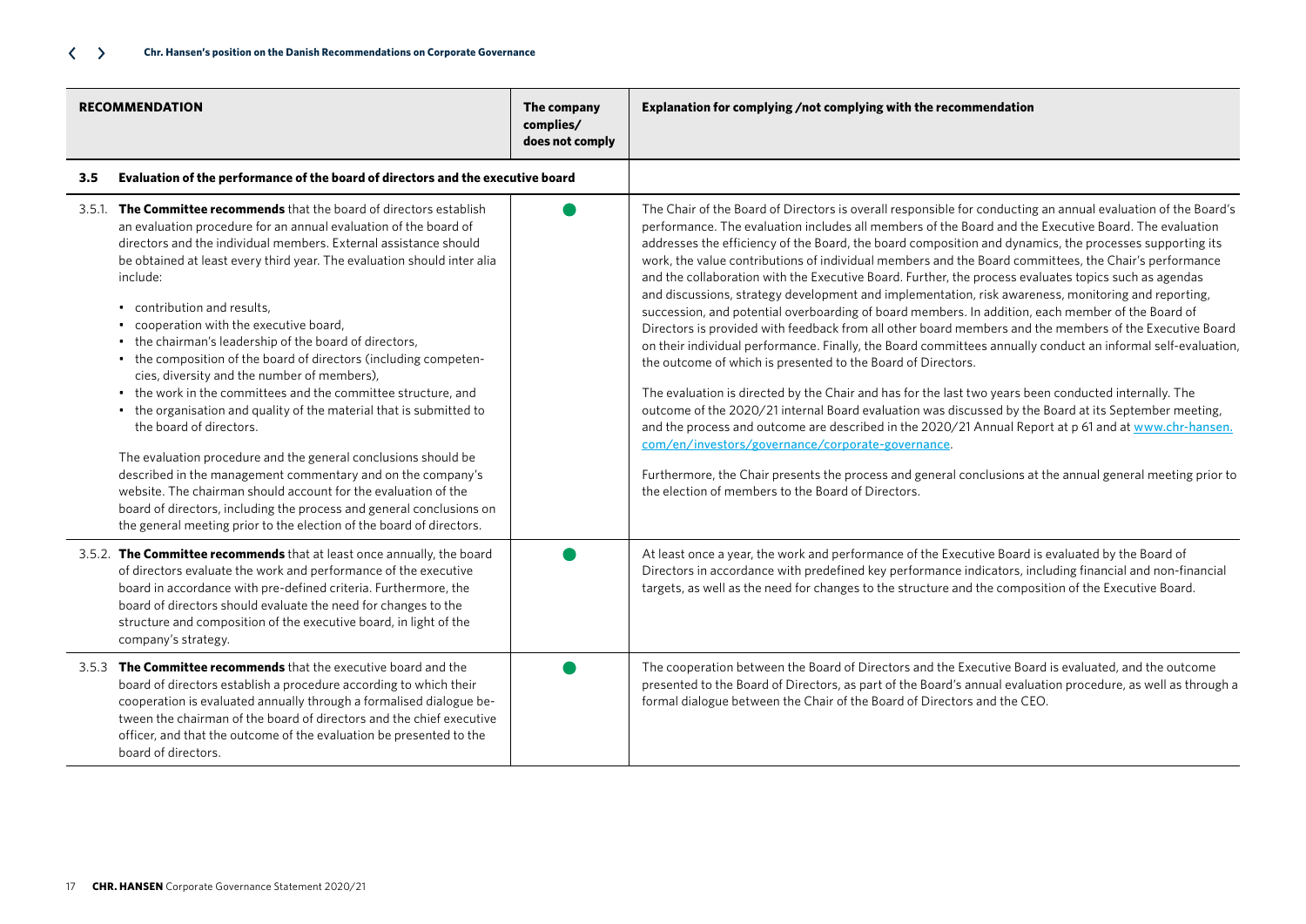| RECOMMENDATION | The company complies/ does not comply | Explanation for complying /not complying with the recommendation |
|---|---|---|
| **3.5 Evaluation of the performance of the board of directors and the executive board** | | |
| 3.5.1. **The Committee recommends** that the board of directors establish an evaluation procedure for an annual evaluation of the board of directors and the individual members. External assistance should be obtained at least every third year. The evaluation should inter alia include:<br>• contribution and results,<br>• cooperation with the executive board,<br>• the chairman's leadership of the board of directors,<br>• the composition of the board of directors (including competencies, diversity and the number of members),<br>• the work in the committees and the committee structure, and<br>• the organisation and quality of the material that is submitted to the board of directors.<br><br>The evaluation procedure and the general conclusions should be described in the management commentary and on the company's website. The chairman should account for the evaluation of the board of directors, including the process and general conclusions on the general meeting prior to the election of the board of directors. | ● | The Chair of the Board of Directors is overall responsible for conducting an annual evaluation of the Board's performance. The evaluation includes all members of the Board and the Executive Board. The evaluation addresses the efficiency of the Board, the board composition and dynamics, the processes supporting its work, the value contributions of individual members and the Board committees, the Chair's performance and the collaboration with the Executive Board. Further, the process evaluates topics such as agendas and discussions, strategy development and implementation, risk awareness, monitoring and reporting, succession, and potential overboarding of board members. In addition, each member of the Board of Directors is provided with feedback from all other board members and the members of the Executive Board on their individual performance. Finally, the Board committees annually conduct an informal self-evaluation, the outcome of which is presented to the Board of Directors.<br><br>The evaluation is directed by the Chair and has for the last two years been conducted internally. The outcome of the 2020/21 internal Board evaluation was discussed by the Board at its September meeting, and the process and outcome are described in the 2020/21 Annual Report at p 61 and at www.chr-hansen.com/en/investors/governance/corporate-governance.<br><br>Furthermore, the Chair presents the process and general conclusions at the annual general meeting prior to the election of members to the Board of Directors. |
| 3.5.2. **The Committee recommends** that at least once annually, the board of directors evaluate the work and performance of the executive board in accordance with pre-defined criteria. Furthermore, the board of directors should evaluate the need for changes to the structure and composition of the executive board, in light of the company's strategy. | ● | At least once a year, the work and performance of the Executive Board is evaluated by the Board of Directors in accordance with predefined key performance indicators, including financial and non-financial targets, as well as the need for changes to the structure and the composition of the Executive Board. |
| 3.5.3 **The Committee recommends** that the executive board and the board of directors establish a procedure according to which their cooperation is evaluated annually through a formalised dialogue between the chairman of the board of directors and the chief executive officer, and that the outcome of the evaluation be presented to the board of directors. | ● | The cooperation between the Board of Directors and the Executive Board is evaluated, and the outcome presented to the Board of Directors, as part of the Board's annual evaluation procedure, as well as through a formal dialogue between the Chair of the Board of Directors and the CEO. |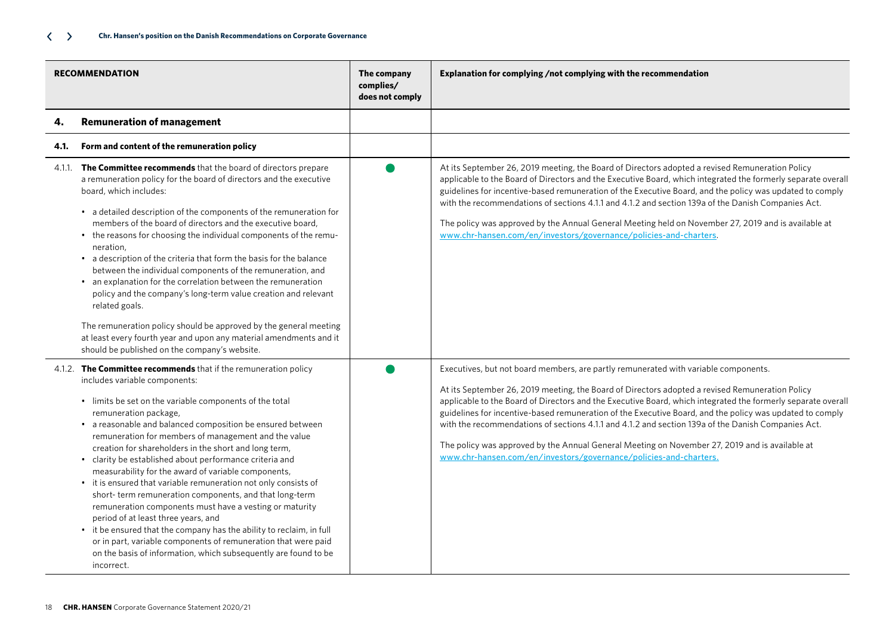| RECOMMENDATION | The company complies/ does not comply | Explanation for complying /not complying with the recommendation |
|---|---|---|
| **4. Remuneration of management** | | |
| **4.1. Form and content of the remuneration policy** | | |
| 4.1.1. **The Committee recommends** that the board of directors prepare a remuneration policy for the board of directors and the executive board, which includes:<br>• a detailed description of the components of the remuneration for members of the board of directors and the executive board,<br>• the reasons for choosing the individual components of the remuneration,<br>• a description of the criteria that form the basis for the balance between the individual components of the remuneration, and<br>• an explanation for the correlation between the remuneration policy and the company's long-term value creation and relevant related goals.<br><br>The remuneration policy should be approved by the general meeting at least every fourth year and upon any material amendments and it should be published on the company's website. | ● | At its September 26, 2019 meeting, the Board of Directors adopted a revised Remuneration Policy applicable to the Board of Directors and the Executive Board, which integrated the formerly separate overall guidelines for incentive-based remuneration of the Executive Board, and the policy was updated to comply with the recommendations of sections 4.1.1 and 4.1.2 and section 139a of the Danish Companies Act.<br><br>The policy was approved by the Annual General Meeting held on November 27, 2019 and is available at www.chr-hansen.com/en/investors/governance/policies-and-charters. |
| 4.1.2. **The Committee recommends** that if the remuneration policy includes variable components:<br>• limits be set on the variable components of the total remuneration package,<br>• a reasonable and balanced composition be ensured between remuneration for members of management and the value creation for shareholders in the short and long term,<br>• clarity be established about performance criteria and measurability for the award of variable components,<br>• it is ensured that variable remuneration not only consists of short- term remuneration components, and that long-term remuneration components must have a vesting or maturity period of at least three years, and<br>• it be ensured that the company has the ability to reclaim, in full or in part, variable components of remuneration that were paid on the basis of information, which subsequently are found to be incorrect. | ● | Executives, but not board members, are partly remunerated with variable components.<br><br>At its September 26, 2019 meeting, the Board of Directors adopted a revised Remuneration Policy applicable to the Board of Directors and the Executive Board, which integrated the formerly separate overall guidelines for incentive-based remuneration of the Executive Board, and the policy was updated to comply with the recommendations of sections 4.1.1 and 4.1.2 and section 139a of the Danish Companies Act.<br><br>The policy was approved by the Annual General Meeting on November 27, 2019 and is available at www.chr-hansen.com/en/investors/governance/policies-and-charters. |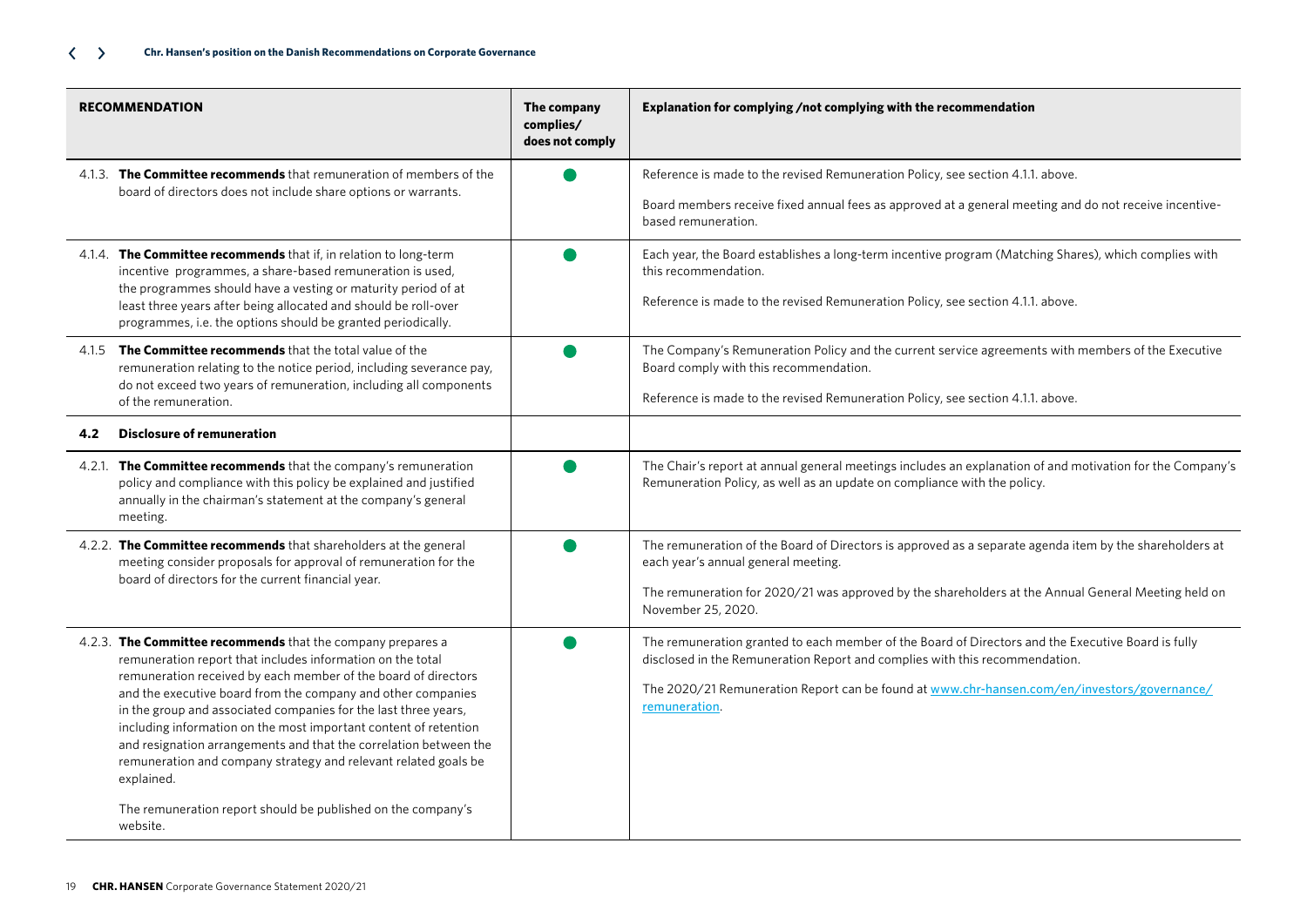| RECOMMENDATION | The company complies/ does not comply | Explanation for complying /not complying with the recommendation |
|---|---|---|
| 4.1.3. **The Committee recommends** that remuneration of members of the board of directors does not include share options or warrants. | ● | Reference is made to the revised Remuneration Policy, see section 4.1.1. above.<br><br>Board members receive fixed annual fees as approved at a general meeting and do not receive incentive-based remuneration. |
| 4.1.4. **The Committee recommends** that if, in relation to long-term incentive programmes, a share-based remuneration is used, the programmes should have a vesting or maturity period of at least three years after being allocated and should be roll-over programmes, i.e. the options should be granted periodically. | ● | Each year, the Board establishes a long-term incentive program (Matching Shares), which complies with this recommendation.<br><br>Reference is made to the revised Remuneration Policy, see section 4.1.1. above. |
| 4.1.5 **The Committee recommends** that the total value of the remuneration relating to the notice period, including severance pay, do not exceed two years of remuneration, including all components of the remuneration. | ● | The Company's Remuneration Policy and the current service agreements with members of the Executive Board comply with this recommendation.<br><br>Reference is made to the revised Remuneration Policy, see section 4.1.1. above. |
| **4.2 Disclosure of remuneration** | | |
| 4.2.1. **The Committee recommends** that the company's remuneration policy and compliance with this policy be explained and justified annually in the chairman's statement at the company's general meeting. | ● | The Chair's report at annual general meetings includes an explanation of and motivation for the Company's Remuneration Policy, as well as an update on compliance with the policy. |
| 4.2.2. **The Committee recommends** that shareholders at the general meeting consider proposals for approval of remuneration for the board of directors for the current financial year. | ● | The remuneration of the Board of Directors is approved as a separate agenda item by the shareholders at each year's annual general meeting.<br><br>The remuneration for 2020/21 was approved by the shareholders at the Annual General Meeting held on November 25, 2020. |
| 4.2.3. **The Committee recommends** that the company prepares a remuneration report that includes information on the total remuneration received by each member of the board of directors and the executive board from the company and other companies in the group and associated companies for the last three years, including information on the most important content of retention and resignation arrangements and that the correlation between the remuneration and company strategy and relevant related goals be explained.<br><br>The remuneration report should be published on the company's website. | ● | The remuneration granted to each member of the Board of Directors and the Executive Board is fully disclosed in the Remuneration Report and complies with this recommendation.<br><br>The 2020/21 Remuneration Report can be found at www.chr-hansen.com/en/investors/governance/remuneration. |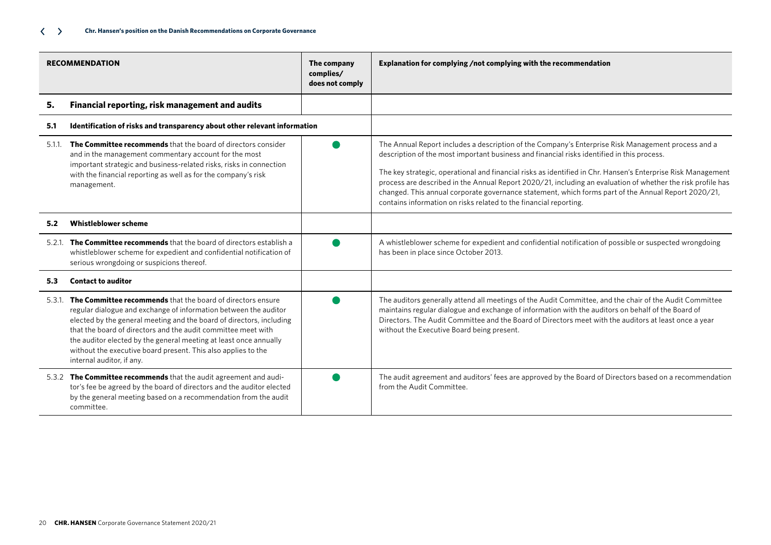| RECOMMENDATION | The company complies/ does not comply | Explanation for complying /not complying with the recommendation |
|---|---|---|
| **5. Financial reporting, risk management and audits** | | |
| **5.1 Identification of risks and transparency about other relevant information** | | |
| 5.1.1. **The Committee recommends** that the board of directors consider and in the management commentary account for the most important strategic and business-related risks, risks in connection with the financial reporting as well as for the company's risk management. | ● | The Annual Report includes a description of the Company's Enterprise Risk Management process and a description of the most important business and financial risks identified in this process. The key strategic, operational and financial risks as identified in Chr. Hansen's Enterprise Risk Management process are described in the Annual Report 2020/21, including an evaluation of whether the risk profile has changed. This annual corporate governance statement, which forms part of the Annual Report 2020/21, contains information on risks related to the financial reporting. |
| **5.2 Whistleblower scheme** | | |
| 5.2.1. **The Committee recommends** that the board of directors establish a whistleblower scheme for expedient and confidential notification of serious wrongdoing or suspicions thereof. | ● | A whistleblower scheme for expedient and confidential notification of possible or suspected wrongdoing has been in place since October 2013. |
| **5.3 Contact to auditor** | | |
| 5.3.1. **The Committee recommends** that the board of directors ensure regular dialogue and exchange of information between the auditor elected by the general meeting and the board of directors, including that the board of directors and the audit committee meet with the auditor elected by the general meeting at least once annually without the executive board present. This also applies to the internal auditor, if any. | ● | The auditors generally attend all meetings of the Audit Committee, and the chair of the Audit Committee maintains regular dialogue and exchange of information with the auditors on behalf of the Board of Directors. The Audit Committee and the Board of Directors meet with the auditors at least once a year without the Executive Board being present. |
| 5.3.2 **The Committee recommends** that the audit agreement and auditor's fee be agreed by the board of directors and the auditor elected by the general meeting based on a recommendation from the audit committee. | ● | The audit agreement and auditors' fees are approved by the Board of Directors based on a recommendation from the Audit Committee. |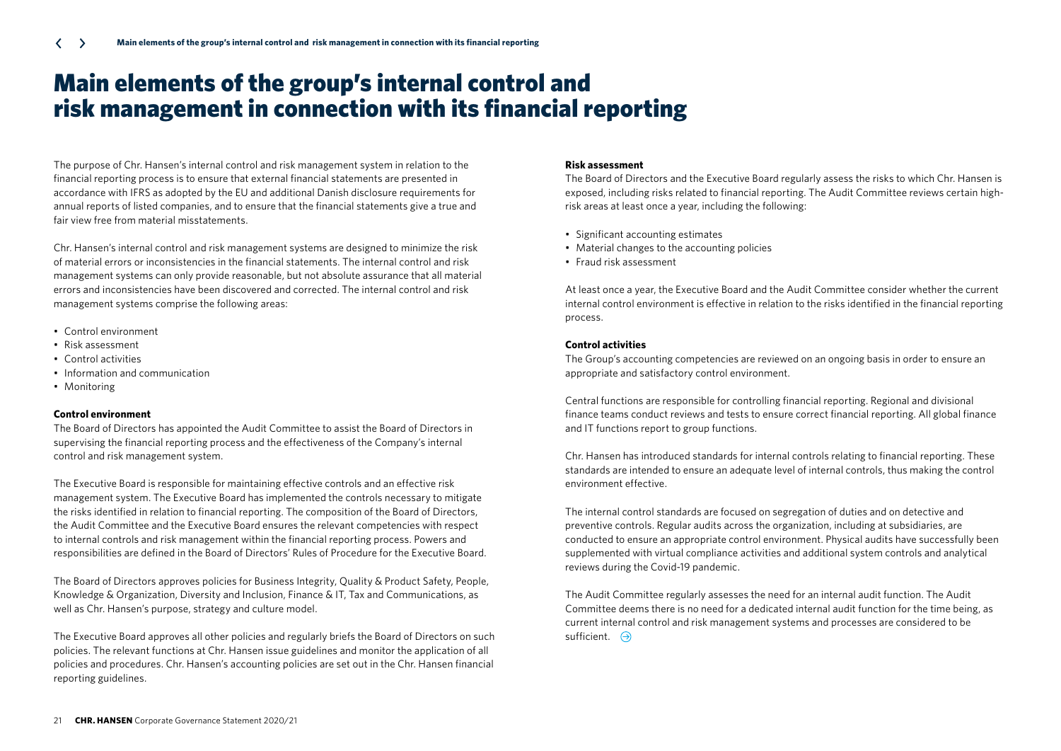# Main elements of the group's internal control and risk management in connection with its financial reporting

The purpose of Chr. Hansen's internal control and risk management system in relation to the financial reporting process is to ensure that external financial statements are presented in accordance with IFRS as adopted by the EU and additional Danish disclosure requirements for annual reports of listed companies, and to ensure that the financial statements give a true and fair view free from material misstatements.

Chr. Hansen's internal control and risk management systems are designed to minimize the risk of material errors or inconsistencies in the financial statements. The internal control and risk management systems can only provide reasonable, but not absolute assurance that all material errors and inconsistencies have been discovered and corrected. The internal control and risk management systems comprise the following areas:

- Control environment
- Risk assessment
- Control activities
- Information and communication
- Monitoring

**Control environment**

The Board of Directors has appointed the Audit Committee to assist the Board of Directors in supervising the financial reporting process and the effectiveness of the Company's internal control and risk management system.

The Executive Board is responsible for maintaining effective controls and an effective risk management system. The Executive Board has implemented the controls necessary to mitigate the risks identified in relation to financial reporting. The composition of the Board of Directors, the Audit Committee and the Executive Board ensures the relevant competencies with respect to internal controls and risk management within the financial reporting process. Powers and responsibilities are defined in the Board of Directors' Rules of Procedure for the Executive Board.

The Board of Directors approves policies for Business Integrity, Quality & Product Safety, People, Knowledge & Organization, Diversity and Inclusion, Finance & IT, Tax and Communications, as well as Chr. Hansen's purpose, strategy and culture model.

The Executive Board approves all other policies and regularly briefs the Board of Directors on such policies. The relevant functions at Chr. Hansen issue guidelines and monitor the application of all policies and procedures. Chr. Hansen's accounting policies are set out in the Chr. Hansen financial reporting guidelines.

**Risk assessment**

The Board of Directors and the Executive Board regularly assess the risks to which Chr. Hansen is exposed, including risks related to financial reporting. The Audit Committee reviews certain high-risk areas at least once a year, including the following:

- Significant accounting estimates
- Material changes to the accounting policies
- Fraud risk assessment

At least once a year, the Executive Board and the Audit Committee consider whether the current internal control environment is effective in relation to the risks identified in the financial reporting process.

**Control activities**

The Group's accounting competencies are reviewed on an ongoing basis in order to ensure an appropriate and satisfactory control environment.

Central functions are responsible for controlling financial reporting. Regional and divisional finance teams conduct reviews and tests to ensure correct financial reporting. All global finance and IT functions report to group functions.

Chr. Hansen has introduced standards for internal controls relating to financial reporting. These standards are intended to ensure an adequate level of internal controls, thus making the control environment effective.

The internal control standards are focused on segregation of duties and on detective and preventive controls. Regular audits across the organization, including at subsidiaries, are conducted to ensure an appropriate control environment. Physical audits have successfully been supplemented with virtual compliance activities and additional system controls and analytical reviews during the Covid-19 pandemic.

The Audit Committee regularly assesses the need for an internal audit function. The Audit Committee deems there is no need for a dedicated internal audit function for the time being, as current internal control and risk management systems and processes are considered to be sufficient.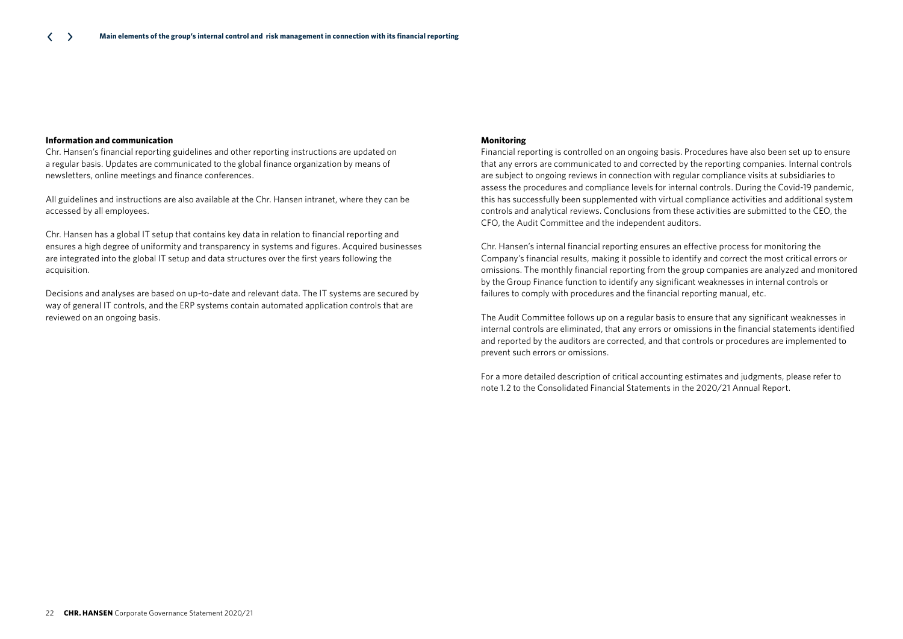### Information and communication

Chr. Hansen's financial reporting guidelines and other reporting instructions are updated on a regular basis. Updates are communicated to the global finance organization by means of newsletters, online meetings and finance conferences.

All guidelines and instructions are also available at the Chr. Hansen intranet, where they can be accessed by all employees.

Chr. Hansen has a global IT setup that contains key data in relation to financial reporting and ensures a high degree of uniformity and transparency in systems and figures. Acquired businesses are integrated into the global IT setup and data structures over the first years following the acquisition.

Decisions and analyses are based on up-to-date and relevant data. The IT systems are secured by way of general IT controls, and the ERP systems contain automated application controls that are reviewed on an ongoing basis.

### Monitoring

Financial reporting is controlled on an ongoing basis. Procedures have also been set up to ensure that any errors are communicated to and corrected by the reporting companies. Internal controls are subject to ongoing reviews in connection with regular compliance visits at subsidiaries to assess the procedures and compliance levels for internal controls. During the Covid-19 pandemic, this has successfully been supplemented with virtual compliance activities and additional system controls and analytical reviews. Conclusions from these activities are submitted to the CEO, the CFO, the Audit Committee and the independent auditors.

Chr. Hansen's internal financial reporting ensures an effective process for monitoring the Company's financial results, making it possible to identify and correct the most critical errors or omissions. The monthly financial reporting from the group companies are analyzed and monitored by the Group Finance function to identify any significant weaknesses in internal controls or failures to comply with procedures and the financial reporting manual, etc.

The Audit Committee follows up on a regular basis to ensure that any significant weaknesses in internal controls are eliminated, that any errors or omissions in the financial statements identified and reported by the auditors are corrected, and that controls or procedures are implemented to prevent such errors or omissions.

For a more detailed description of critical accounting estimates and judgments, please refer to note 1.2 to the Consolidated Financial Statements in the 2020/21 Annual Report.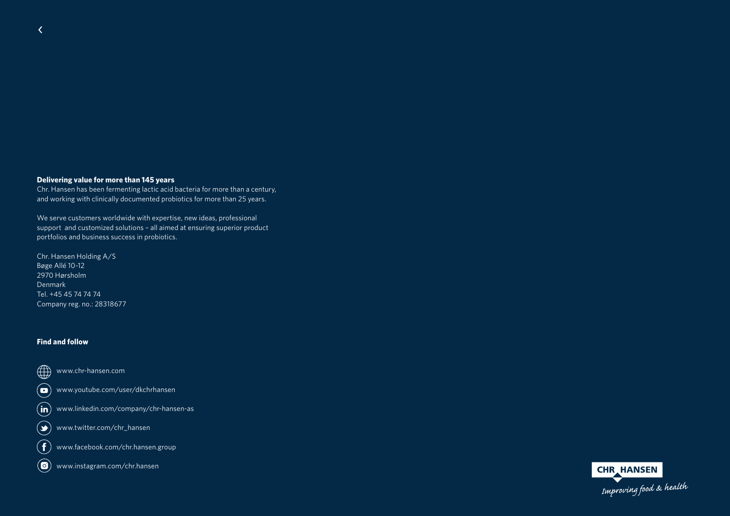**Delivering value for more than 145 years**

Chr. Hansen has been fermenting lactic acid bacteria for more than a century, and working with clinically documented probiotics for more than 25 years.

We serve customers worldwide with expertise, new ideas, professional support and customized solutions – all aimed at ensuring superior product portfolios and business success in probiotics.

Chr. Hansen Holding A/S
Bøge Allé 10-12
2970 Hørsholm
Denmark
Tel. +45 45 74 74 74
Company reg. no.: 28318677

**Find and follow**

www.chr-hansen.com

www.youtube.com/user/dkchrhansen

www.linkedin.com/company/chr-hansen-as

www.twitter.com/chr_hansen

www.facebook.com/chr.hansen.group

www.instagram.com/chr.hansen

CHR HANSEN

*Improving food & health*